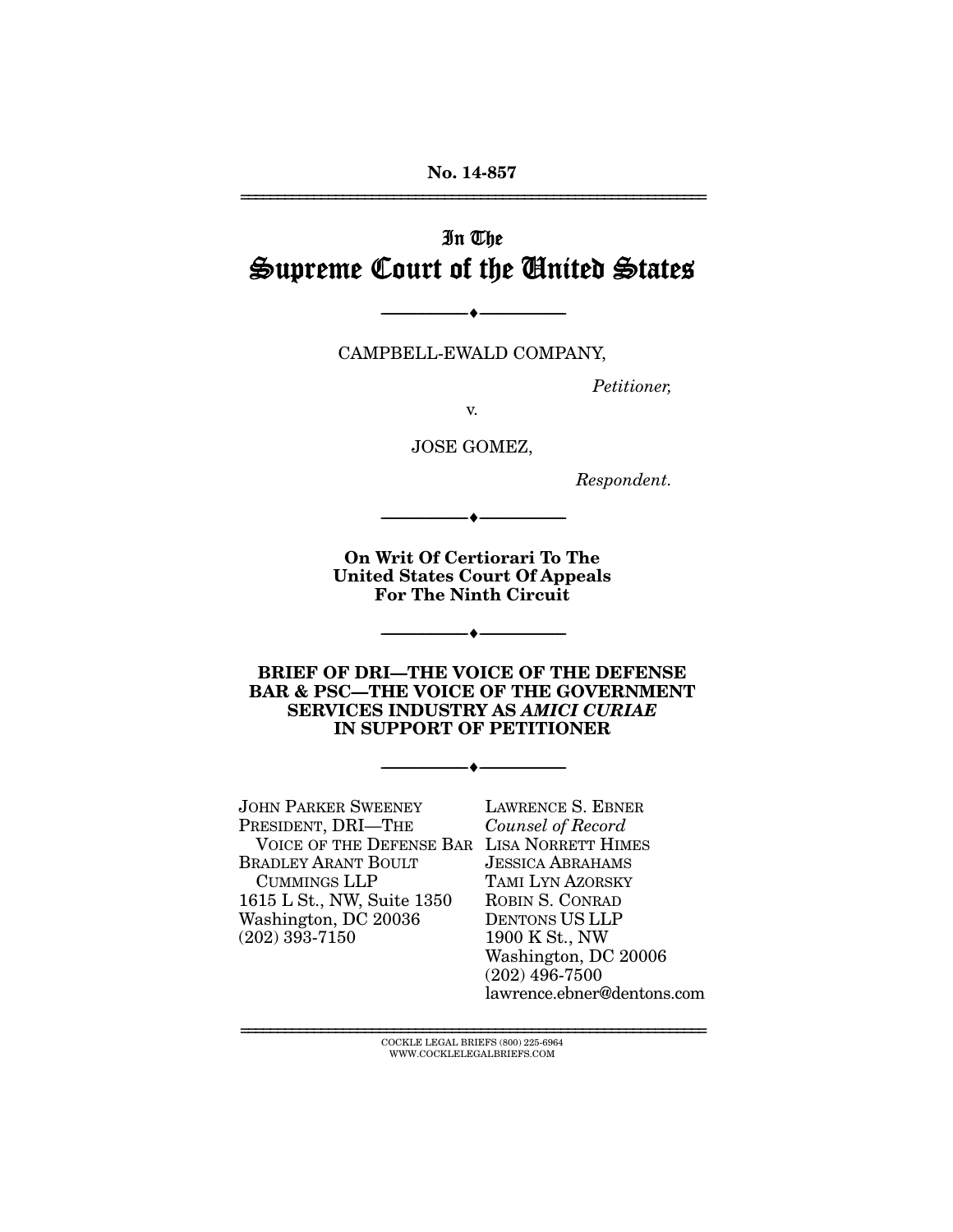No. 14-857

# In The Supreme Court of the United States

---

CAMPBELL-EWALD COMPANY,

*Petitioner,*

v.

JOSE GOMEZ,

*Respondent.*

---

**On Writ Of Certiorari To The United States Court Of Appeals For The Ninth Circuit**

---

**BRIEF OF DRI—THE VOICE OF THE DEFENSE BAR & PSC—THE VOICE OF THE GOVERNMENT SERVICES INDUSTRY AS *AMICI CURIAE* IN SUPPORT OF PETITIONER**

---

JOHN PARKER SWEENEY
PRESIDENT, DRI—THE VOICE OF THE DEFENSE BAR
BRADLEY ARANT BOULT CUMMINGS LLP
1615 L St., NW, Suite 1350
Washington, DC 20036
(202) 393-7150

LAWRENCE S. EBNER
*Counsel of Record*
LISA NORRETT HIMES
JESSICA ABRAHAMS
TAMI LYN AZORSKY
ROBIN S. CONRAD
DENTONS US LLP
1900 K St., NW
Washington, DC 20006
(202) 496-7500
lawrence.ebner@dentons.com

COCKLE LEGAL BRIEFS (800) 225-6964
WWW.COCKLELEGALBRIEFS.COM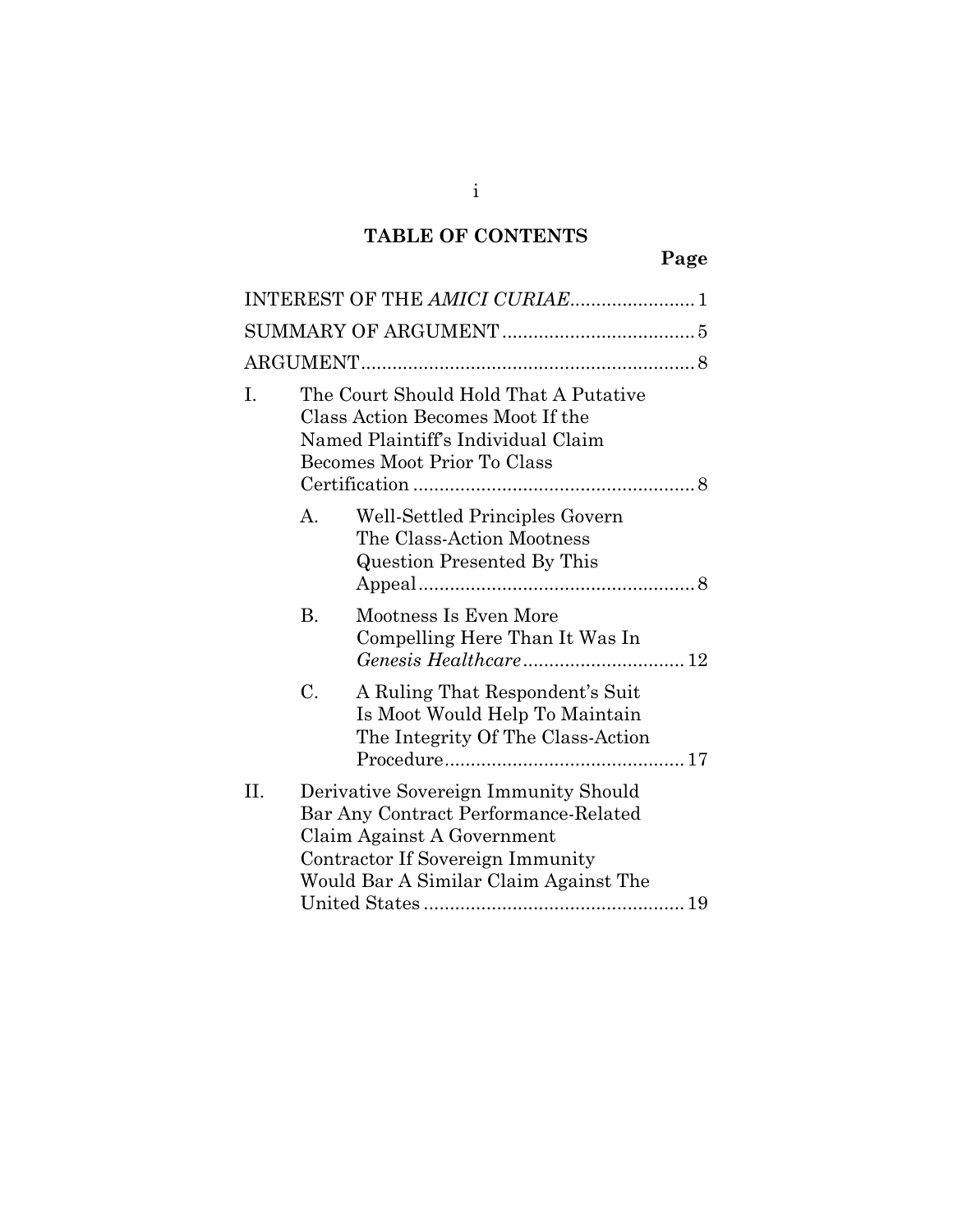## TABLE OF CONTENTS

**Page**

INTEREST OF THE *AMICI CURIAE*........................1

SUMMARY OF ARGUMENT....................................5

ARGUMENT.................................................................8

I. The Court Should Hold That A Putative Class Action Becomes Moot If the Named Plaintiff's Individual Claim Becomes Moot Prior To Class Certification.......................................................8

   A. Well-Settled Principles Govern The Class-Action Mootness Question Presented By This Appeal.....................................................8

   B. Mootness Is Even More Compelling Here Than It Was In *Genesis Healthcare*...............................12

   C. A Ruling That Respondent's Suit Is Moot Would Help To Maintain The Integrity Of The Class-Action Procedure..............................................17

II. Derivative Sovereign Immunity Should Bar Any Contract Performance-Related Claim Against A Government Contractor If Sovereign Immunity Would Bar A Similar Claim Against The United States..................................................19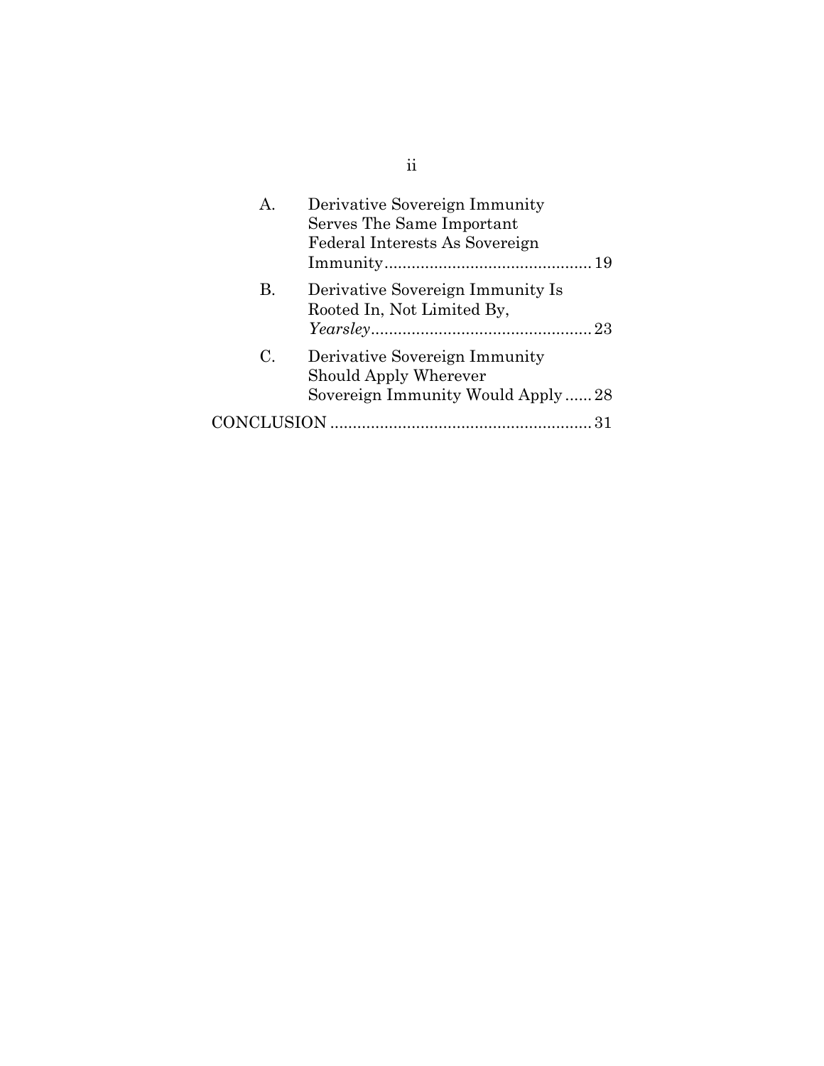A. Derivative Sovereign Immunity Serves The Same Important Federal Interests As Sovereign Immunity .......... 19

B. Derivative Sovereign Immunity Is Rooted In, Not Limited By, *Yearsley* .......... 23

C. Derivative Sovereign Immunity Should Apply Wherever Sovereign Immunity Would Apply .......... 28

CONCLUSION .......... 31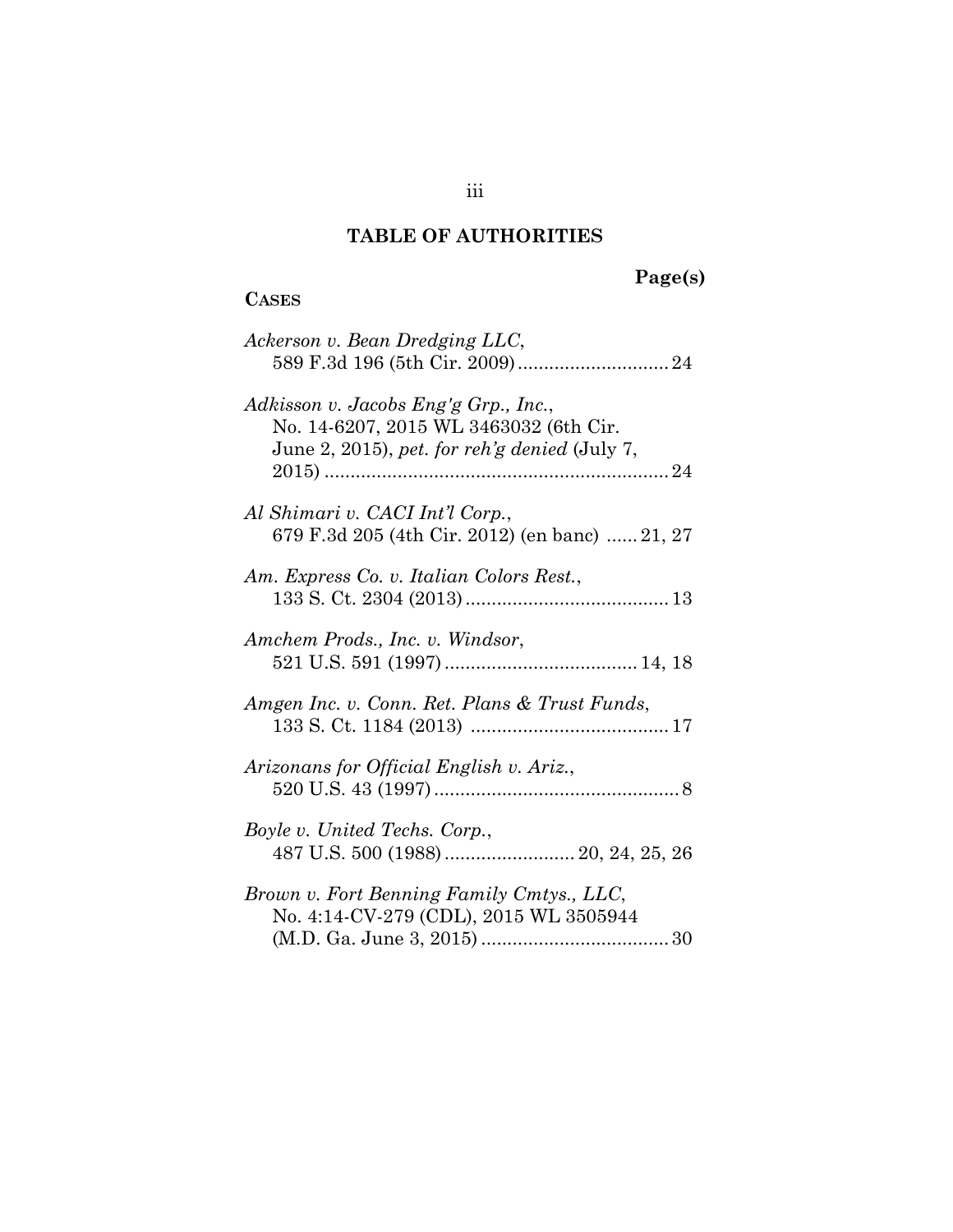## TABLE OF AUTHORITIES

**Page(s)**

**CASES**

*Ackerson v. Bean Dredging LLC*,
589 F.3d 196 (5th Cir. 2009) ............................ 24

*Adkisson v. Jacobs Eng'g Grp., Inc.*,
No. 14-6207, 2015 WL 3463032 (6th Cir. June 2, 2015), *pet. for reh'g denied* (July 7, 2015) ................................................................ 24

*Al Shimari v. CACI Int'l Corp.*,
679 F.3d 205 (4th Cir. 2012) (en banc) ...... 21, 27

*Am. Express Co. v. Italian Colors Rest.*,
133 S. Ct. 2304 (2013) ...................................... 13

*Amchem Prods., Inc. v. Windsor*,
521 U.S. 591 (1997) .................................... 14, 18

*Amgen Inc. v. Conn. Ret. Plans & Trust Funds*,
133 S. Ct. 1184 (2013) ..................................... 17

*Arizonans for Official English v. Ariz.*,
520 U.S. 43 (1997) ............................................... 8

*Boyle v. United Techs. Corp.*,
487 U.S. 500 (1988) ........................ 20, 24, 25, 26

*Brown v. Fort Benning Family Cmtys., LLC*,
No. 4:14-CV-279 (CDL), 2015 WL 3505944 (M.D. Ga. June 3, 2015) ................................... 30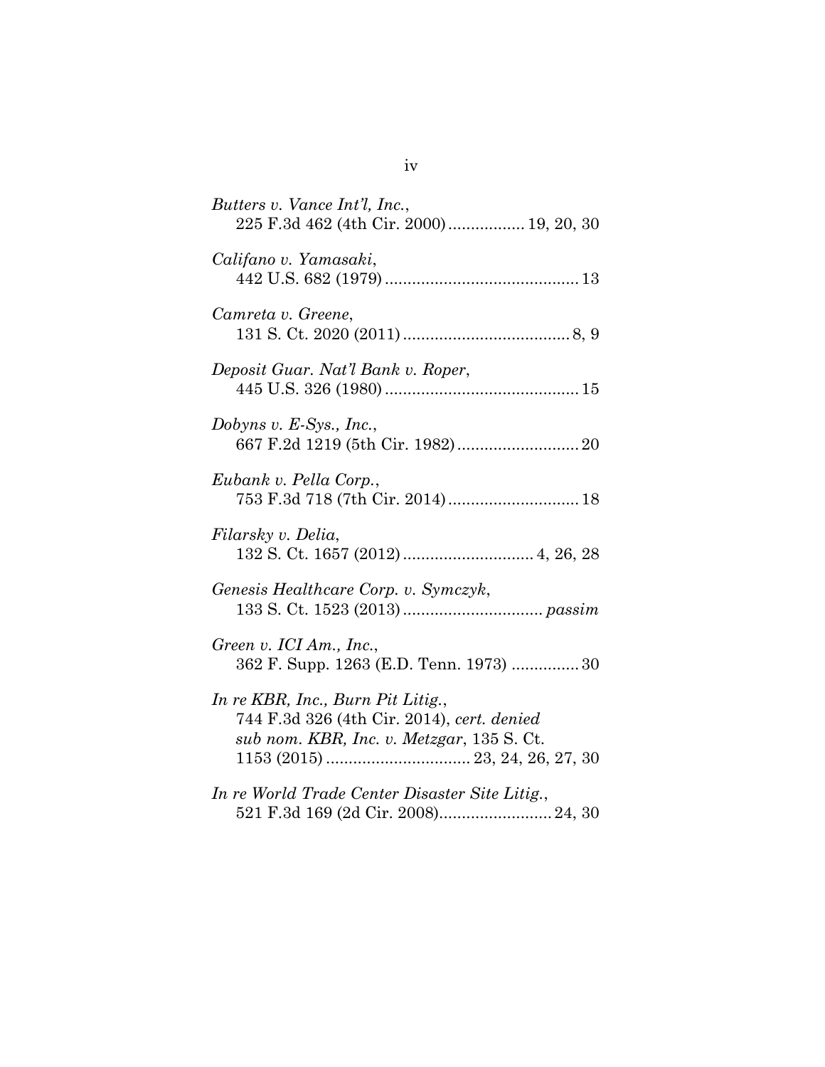*Butters v. Vance Int'l, Inc.*,
225 F.3d 462 (4th Cir. 2000)................. 19, 20, 30

*Califano v. Yamasaki*,
442 U.S. 682 (1979)........................................... 13

*Camreta v. Greene*,
131 S. Ct. 2020 (2011)..................................... 8, 9

*Deposit Guar. Nat'l Bank v. Roper*,
445 U.S. 326 (1980)........................................... 15

*Dobyns v. E-Sys., Inc.*,
667 F.2d 1219 (5th Cir. 1982)........................... 20

*Eubank v. Pella Corp.*,
753 F.3d 718 (7th Cir. 2014)............................. 18

*Filarsky v. Delia*,
132 S. Ct. 1657 (2012)............................. 4, 26, 28

*Genesis Healthcare Corp. v. Symczyk*,
133 S. Ct. 1523 (2013)............................... *passim*

*Green v. ICI Am., Inc.*,
362 F. Supp. 1263 (E.D. Tenn. 1973) ............... 30

*In re KBR, Inc., Burn Pit Litig.*,
744 F.3d 326 (4th Cir. 2014), *cert. denied sub nom. KBR, Inc. v. Metzgar*, 135 S. Ct. 1153 (2015)................................ 23, 24, 26, 27, 30

*In re World Trade Center Disaster Site Litig.*,
521 F.3d 169 (2d Cir. 2008)......................... 24, 30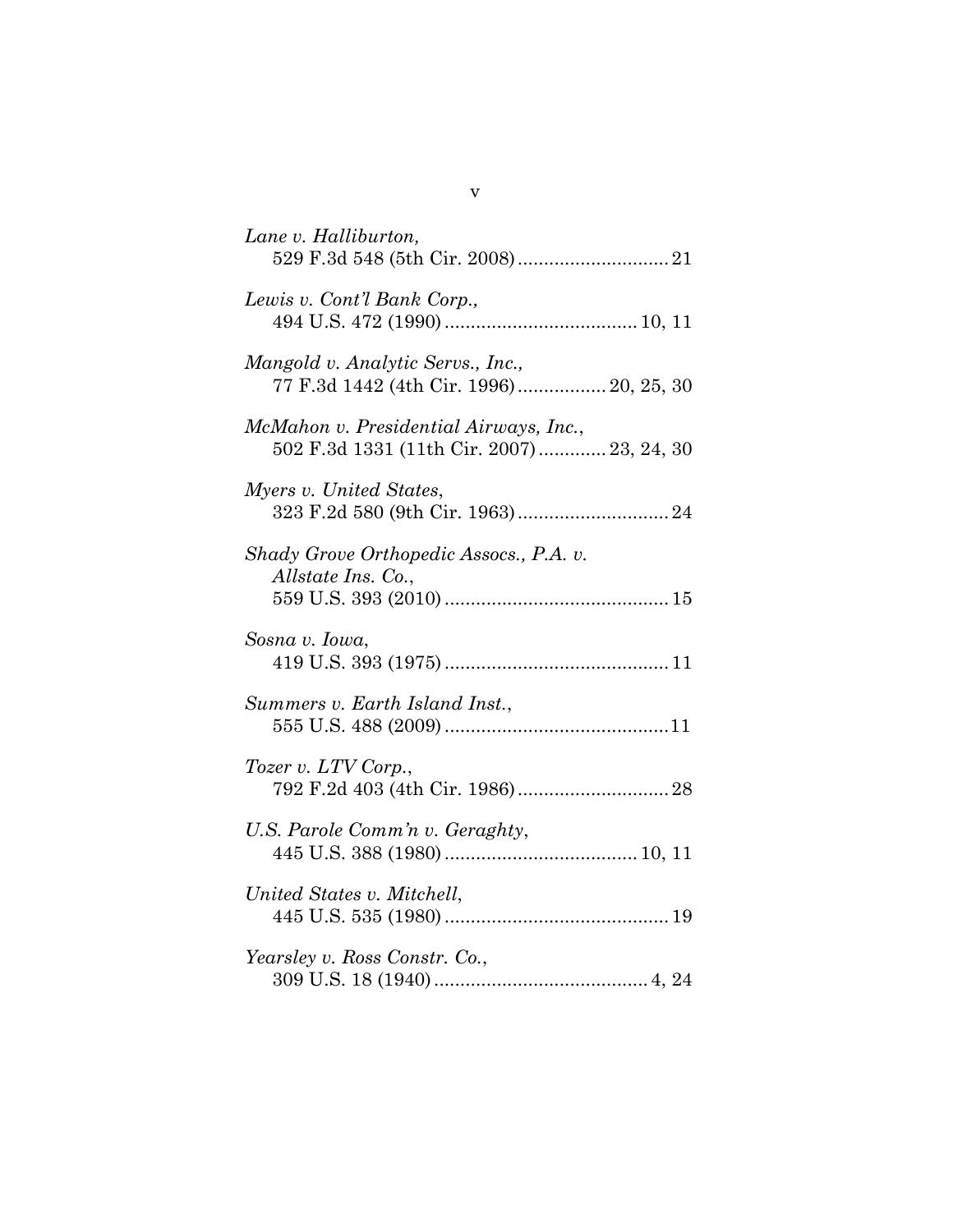*Lane v. Halliburton*,
529 F.3d 548 (5th Cir. 2008) ............................ 21

*Lewis v. Cont'l Bank Corp.,*
494 U.S. 472 (1990) .................................... 10, 11

*Mangold v. Analytic Servs., Inc.,*
77 F.3d 1442 (4th Cir. 1996) ................. 20, 25, 30

*McMahon v. Presidential Airways, Inc.*,
502 F.3d 1331 (11th Cir. 2007) ............. 23, 24, 30

*Myers v. United States*,
323 F.2d 580 (9th Cir. 1963) ............................. 24

*Shady Grove Orthopedic Assocs., P.A. v. Allstate Ins. Co.*,
559 U.S. 393 (2010) ........................................... 15

*Sosna v. Iowa*,
419 U.S. 393 (1975) ........................................... 11

*Summers v. Earth Island Inst.*,
555 U.S. 488 (2009) ........................................... 11

*Tozer v. LTV Corp.*,
792 F.2d 403 (4th Cir. 1986) ............................. 28

*U.S. Parole Comm'n v. Geraghty*,
445 U.S. 388 (1980) .................................... 10, 11

*United States v. Mitchell*,
445 U.S. 535 (1980) ........................................... 19

*Yearsley v. Ross Constr. Co.*,
309 U.S. 18 (1940) ......................................... 4, 24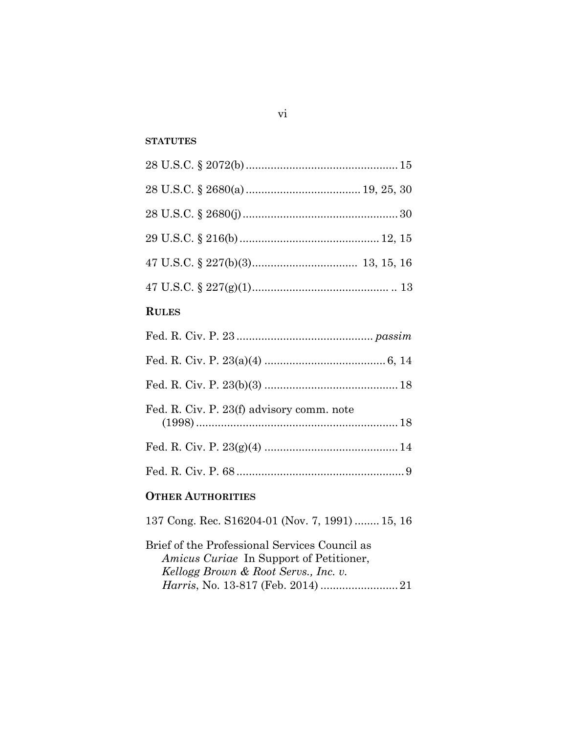**STATUTES**

28 U.S.C. § 2072(b) .................................................. 15

28 U.S.C. § 2680(a) ..................................... 19, 25, 30

28 U.S.C. § 2680(j) .................................................. 30

29 U.S.C. § 216(b) ............................................. 12, 15

47 U.S.C. § 227(b)(3).................................. 13, 15, 16

47 U.S.C. § 227(g)(1)............................................ .. 13

**RULES**

Fed. R. Civ. P. 23 ............................................ *passim*

Fed. R. Civ. P. 23(a)(4) ....................................... 6, 14

Fed. R. Civ. P. 23(b)(3) ........................................... 18

Fed. R. Civ. P. 23(f) advisory comm. note (1998) .................................................................. 18

Fed. R. Civ. P. 23(g)(4) ........................................... 14

Fed. R. Civ. P. 68 ....................................................... 9

**OTHER AUTHORITIES**

137 Cong. Rec. S16204-01 (Nov. 7, 1991) ........ 15, 16

Brief of the Professional Services Council as *Amicus Curiae* In Support of Petitioner, *Kellogg Brown & Root Servs., Inc. v. Harris*, No. 13-817 (Feb. 2014) ......................... 21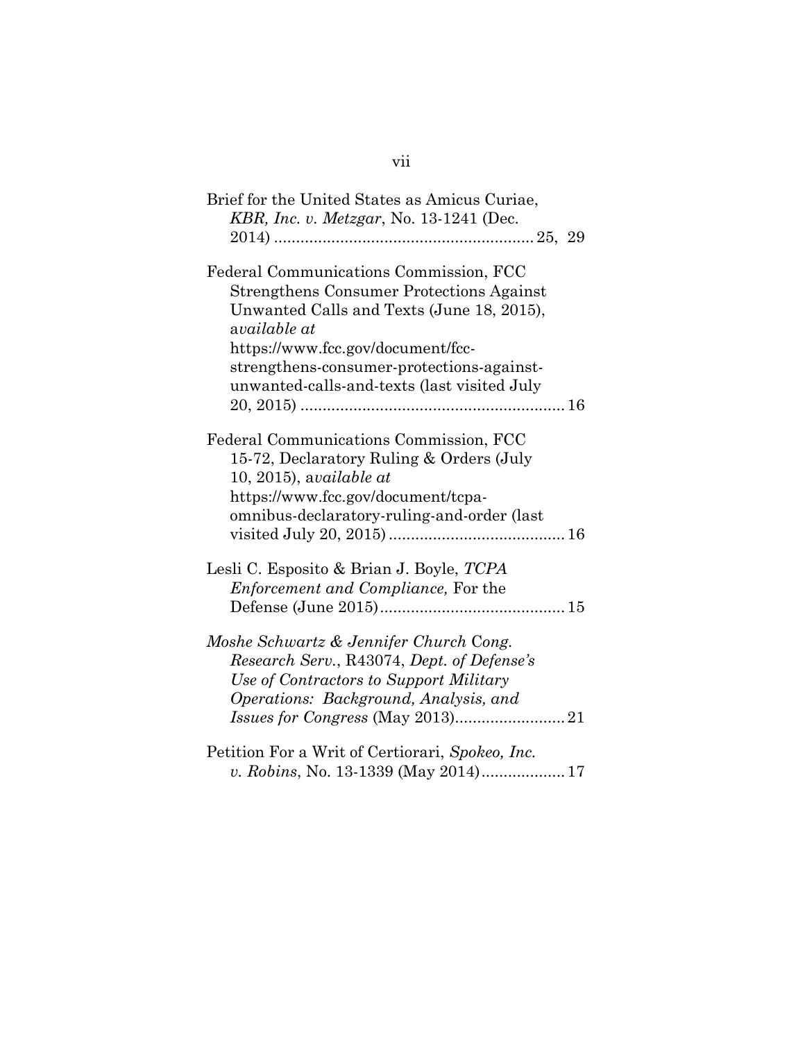Brief for the United States as Amicus Curiae, *KBR, Inc. v. Metzgar*, No. 13-1241 (Dec. 2014) .......................................................... 25, 29

Federal Communications Commission, FCC Strengthens Consumer Protections Against Unwanted Calls and Texts (June 18, 2015), a*vailable at* https://www.fcc.gov/document/fcc-strengthens-consumer-protections-against-unwanted-calls-and-texts (last visited July 20, 2015) ............................................................ 16

Federal Communications Commission, FCC 15-72, Declaratory Ruling & Orders (July 10, 2015), a*vailable at* https://www.fcc.gov/document/tcpa-omnibus-declaratory-ruling-and-order (last visited July 20, 2015) ........................................ 16

Lesli C. Esposito & Brian J. Boyle, *TCPA Enforcement and Compliance,* For the Defense (June 2015).......................................... 15

*Moshe Schwartz & Jennifer Church* Cong. *Research Serv.*, R43074, *Dept. of Defense's Use of Contractors to Support Military Operations: Background, Analysis, and Issues for Congress* (May 2013)......................... 21

Petition For a Writ of Certiorari, *Spokeo, Inc. v. Robins*, No. 13-1339 (May 2014)................... 17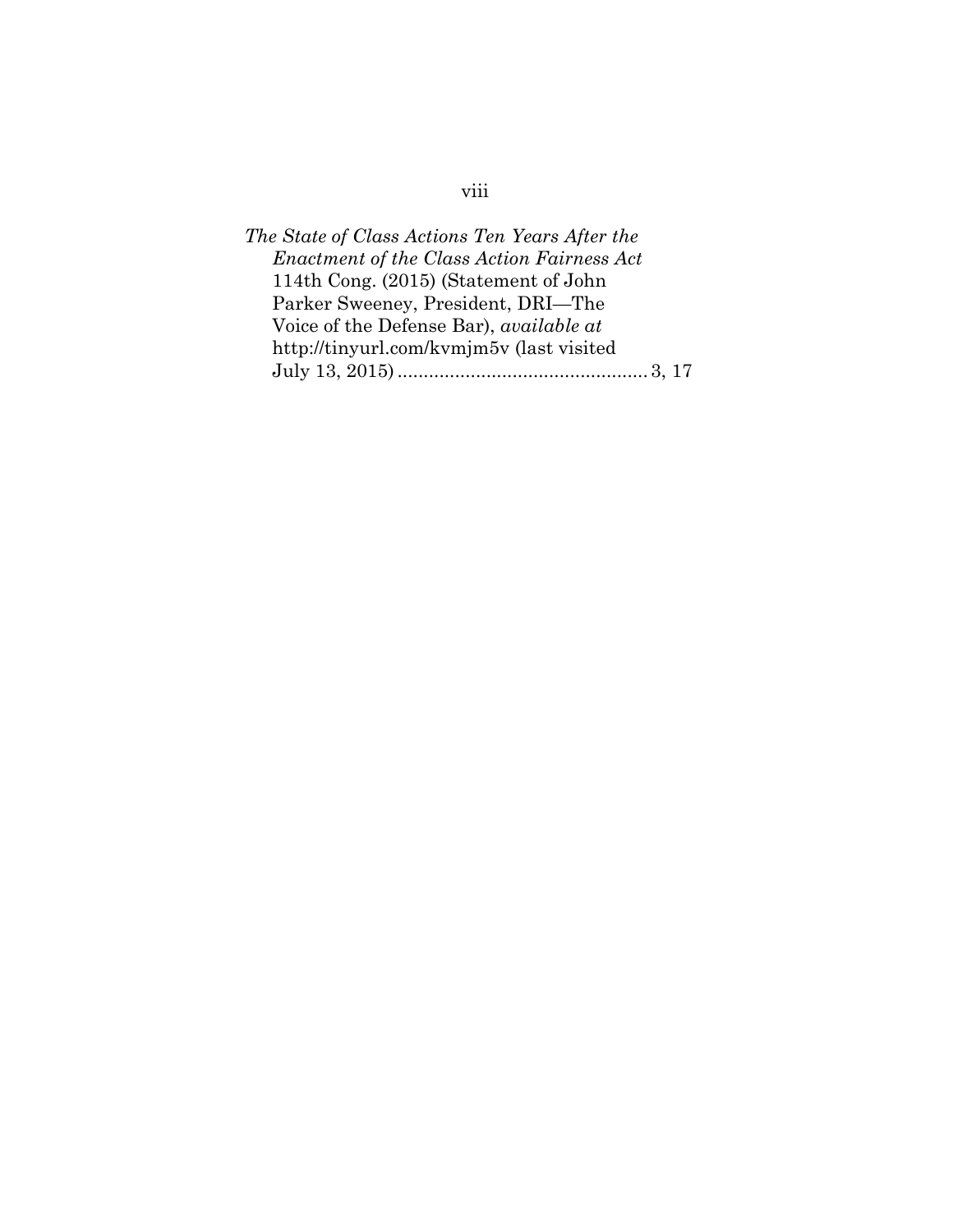*The State of Class Actions Ten Years After the Enactment of the Class Action Fairness Act* 114th Cong. (2015) (Statement of John Parker Sweeney, President, DRI—The Voice of the Defense Bar), *available at* http://tinyurl.com/kvmjm5v (last visited July 13, 2015) ................................................ 3, 17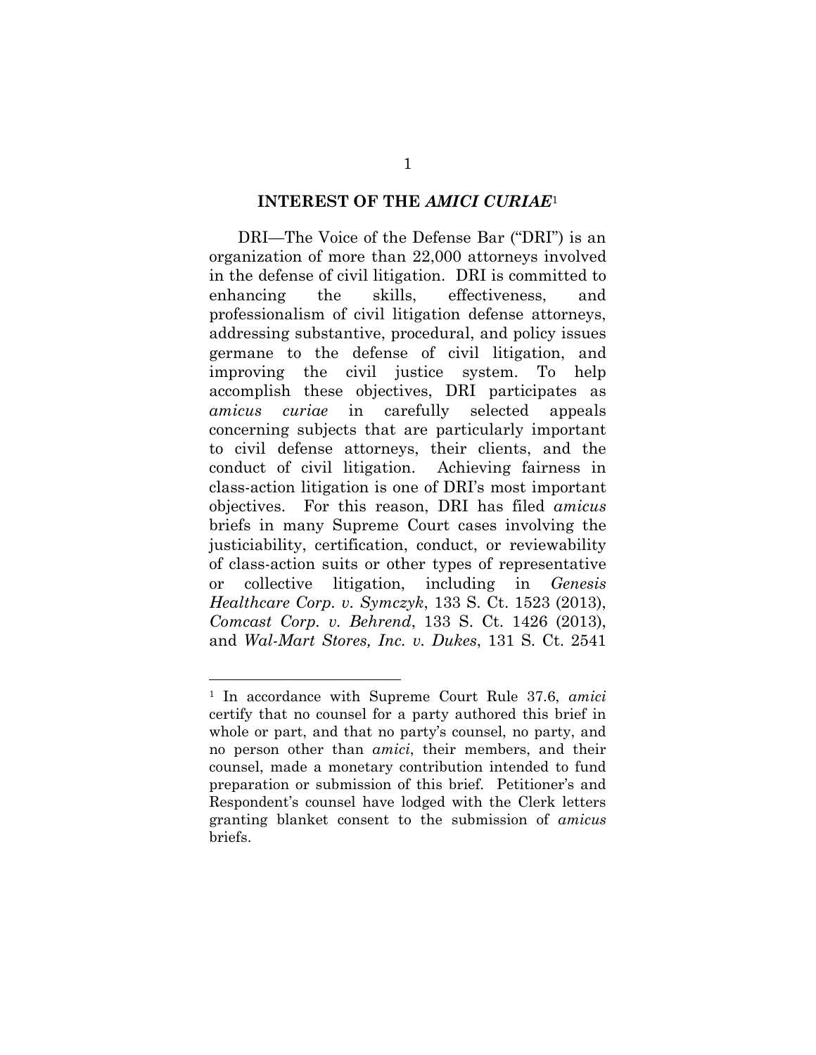## INTEREST OF THE *AMICI CURIAE*[1]

DRI—The Voice of the Defense Bar ("DRI") is an organization of more than 22,000 attorneys involved in the defense of civil litigation. DRI is committed to enhancing the skills, effectiveness, and professionalism of civil litigation defense attorneys, addressing substantive, procedural, and policy issues germane to the defense of civil litigation, and improving the civil justice system. To help accomplish these objectives, DRI participates as *amicus curiae* in carefully selected appeals concerning subjects that are particularly important to civil defense attorneys, their clients, and the conduct of civil litigation. Achieving fairness in class-action litigation is one of DRI's most important objectives. For this reason, DRI has filed *amicus* briefs in many Supreme Court cases involving the justiciability, certification, conduct, or reviewability of class-action suits or other types of representative or collective litigation, including in *Genesis Healthcare Corp. v. Symczyk*, 133 S. Ct. 1523 (2013), *Comcast Corp. v. Behrend*, 133 S. Ct. 1426 (2013), and *Wal-Mart Stores, Inc. v. Dukes*, 131 S. Ct. 2541

---

[1] In accordance with Supreme Court Rule 37.6, *amici* certify that no counsel for a party authored this brief in whole or part, and that no party's counsel, no party, and no person other than *amici*, their members, and their counsel, made a monetary contribution intended to fund preparation or submission of this brief. Petitioner's and Respondent's counsel have lodged with the Clerk letters granting blanket consent to the submission of *amicus* briefs.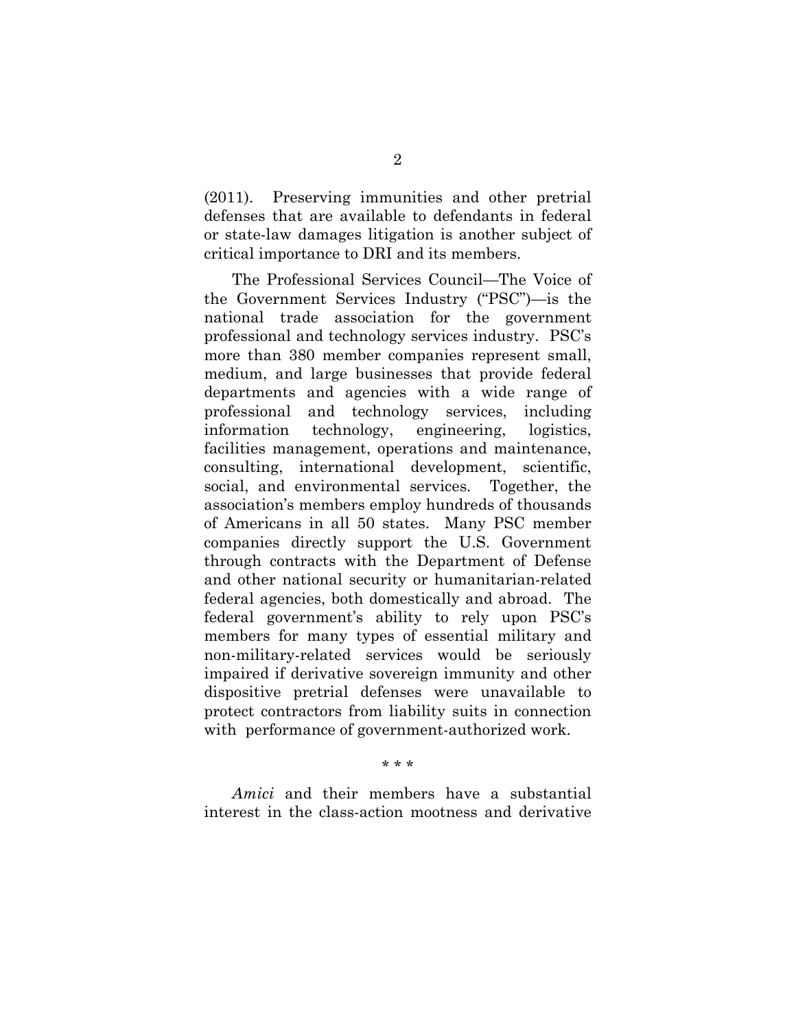(2011). Preserving immunities and other pretrial defenses that are available to defendants in federal or state-law damages litigation is another subject of critical importance to DRI and its members.

The Professional Services Council—The Voice of the Government Services Industry ("PSC")—is the national trade association for the government professional and technology services industry. PSC's more than 380 member companies represent small, medium, and large businesses that provide federal departments and agencies with a wide range of professional and technology services, including information technology, engineering, logistics, facilities management, operations and maintenance, consulting, international development, scientific, social, and environmental services. Together, the association's members employ hundreds of thousands of Americans in all 50 states. Many PSC member companies directly support the U.S. Government through contracts with the Department of Defense and other national security or humanitarian-related federal agencies, both domestically and abroad. The federal government's ability to rely upon PSC's members for many types of essential military and non-military-related services would be seriously impaired if derivative sovereign immunity and other dispositive pretrial defenses were unavailable to protect contractors from liability suits in connection with performance of government-authorized work.

\* \* \*

*Amici* and their members have a substantial interest in the class-action mootness and derivative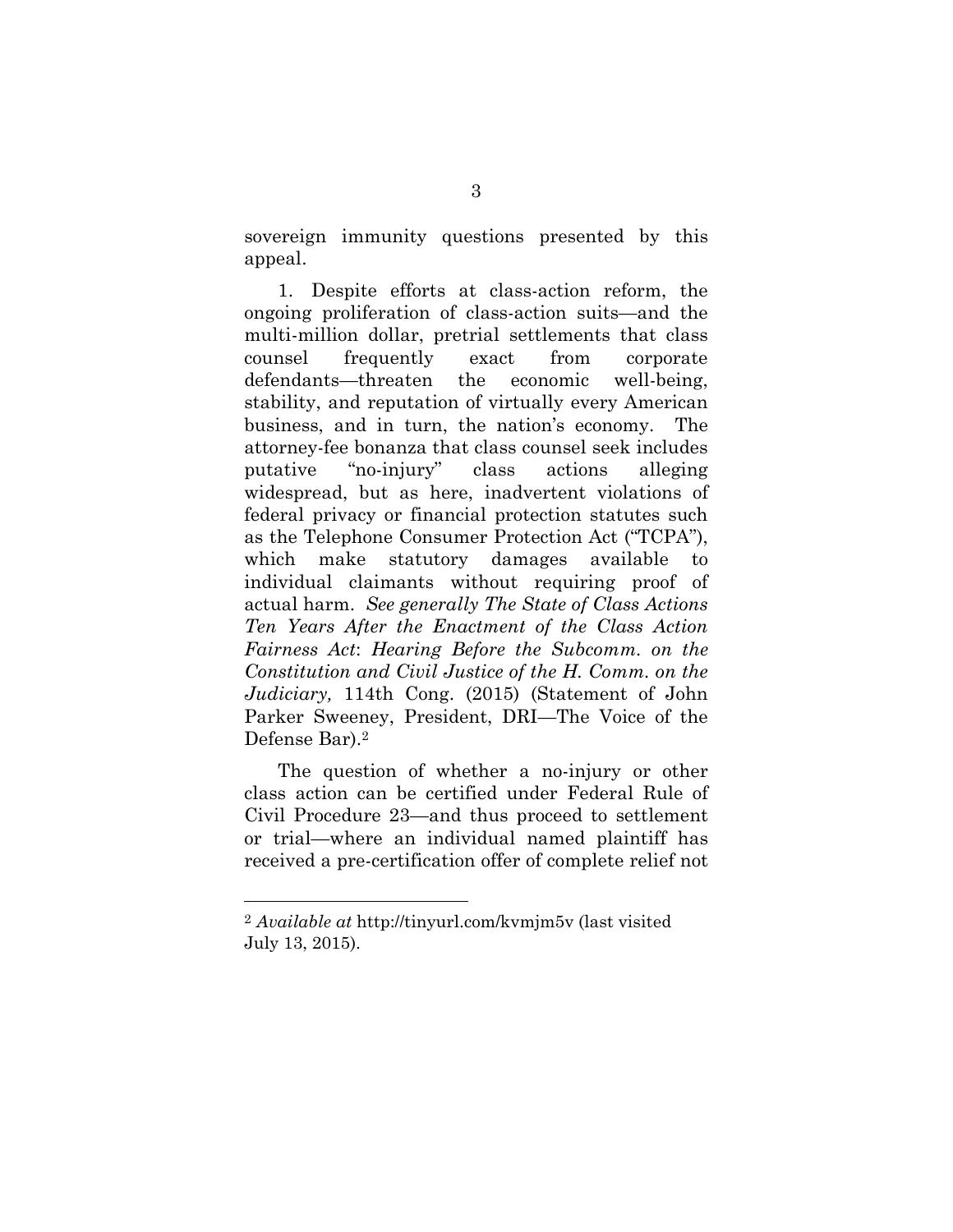sovereign immunity questions presented by this appeal.

1. Despite efforts at class-action reform, the ongoing proliferation of class-action suits—and the multi-million dollar, pretrial settlements that class counsel frequently exact from corporate defendants—threaten the economic well-being, stability, and reputation of virtually every American business, and in turn, the nation's economy. The attorney-fee bonanza that class counsel seek includes putative "no-injury" class actions alleging widespread, but as here, inadvertent violations of federal privacy or financial protection statutes such as the Telephone Consumer Protection Act ("TCPA"), which make statutory damages available to individual claimants without requiring proof of actual harm. *See generally The State of Class Actions Ten Years After the Enactment of the Class Action Fairness Act*: *Hearing Before the Subcomm. on the Constitution and Civil Justice of the H. Comm. on the Judiciary,* 114th Cong. (2015) (Statement of John Parker Sweeney, President, DRI—The Voice of the Defense Bar).[2]

The question of whether a no-injury or other class action can be certified under Federal Rule of Civil Procedure 23—and thus proceed to settlement or trial—where an individual named plaintiff has received a pre-certification offer of complete relief not

---

[2] *Available at* http://tinyurl.com/kvmjm5v (last visited July 13, 2015).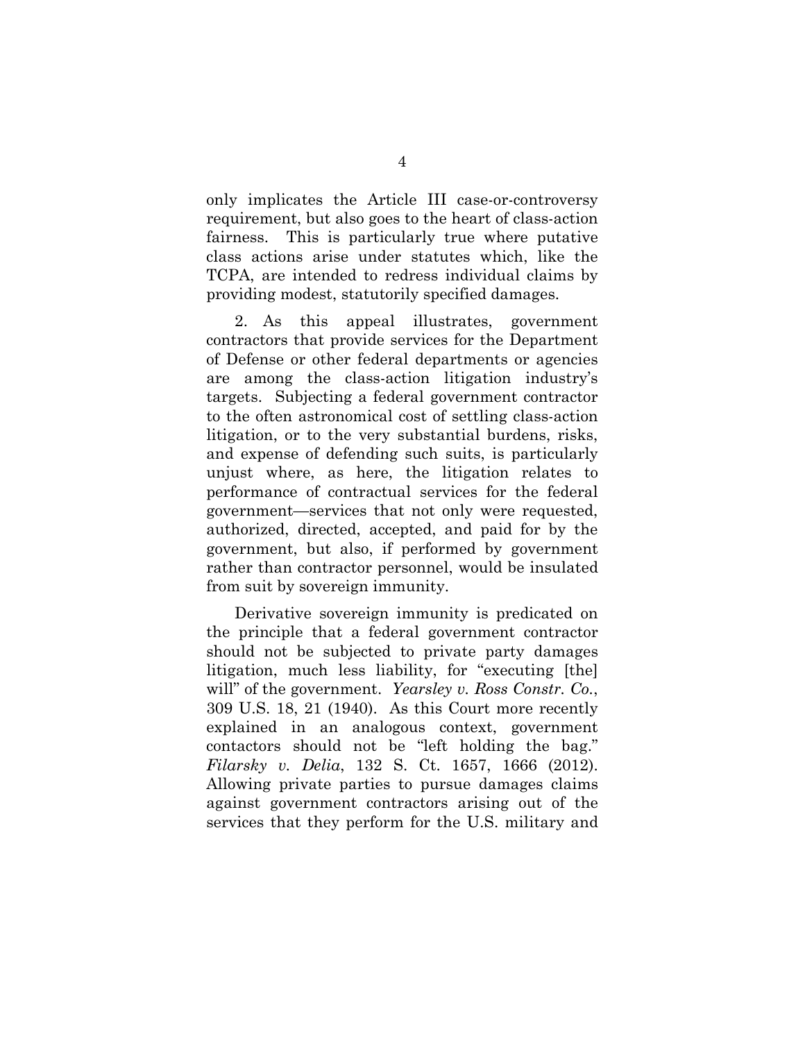only implicates the Article III case-or-controversy requirement, but also goes to the heart of class-action fairness. This is particularly true where putative class actions arise under statutes which, like the TCPA, are intended to redress individual claims by providing modest, statutorily specified damages.

2. As this appeal illustrates, government contractors that provide services for the Department of Defense or other federal departments or agencies are among the class-action litigation industry's targets. Subjecting a federal government contractor to the often astronomical cost of settling class-action litigation, or to the very substantial burdens, risks, and expense of defending such suits, is particularly unjust where, as here, the litigation relates to performance of contractual services for the federal government—services that not only were requested, authorized, directed, accepted, and paid for by the government, but also, if performed by government rather than contractor personnel, would be insulated from suit by sovereign immunity.

Derivative sovereign immunity is predicated on the principle that a federal government contractor should not be subjected to private party damages litigation, much less liability, for "executing [the] will" of the government. *Yearsley v. Ross Constr. Co.*, 309 U.S. 18, 21 (1940). As this Court more recently explained in an analogous context, government contactors should not be "left holding the bag." *Filarsky v. Delia*, 132 S. Ct. 1657, 1666 (2012). Allowing private parties to pursue damages claims against government contractors arising out of the services that they perform for the U.S. military and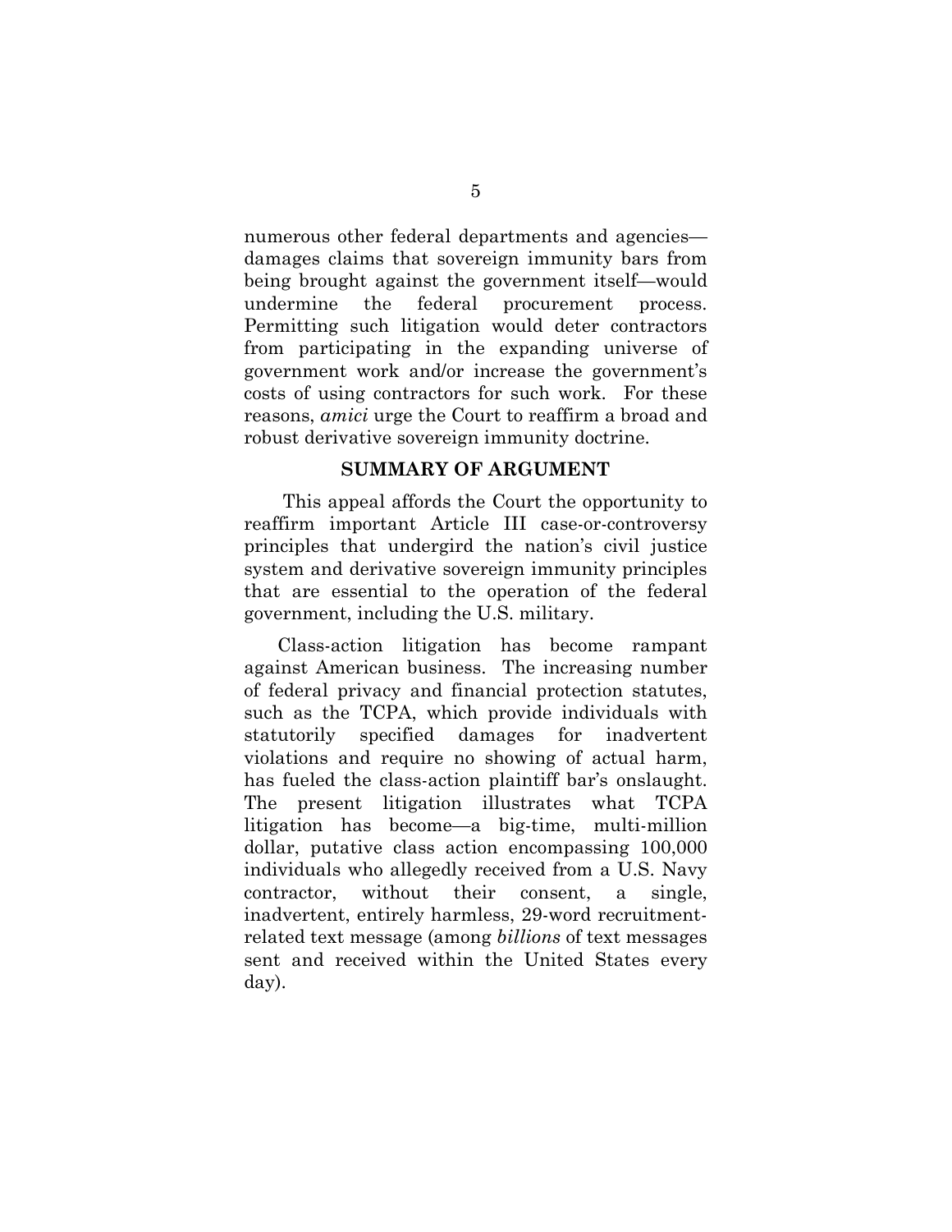numerous other federal departments and agencies—damages claims that sovereign immunity bars from being brought against the government itself—would undermine the federal procurement process. Permitting such litigation would deter contractors from participating in the expanding universe of government work and/or increase the government's costs of using contractors for such work. For these reasons, *amici* urge the Court to reaffirm a broad and robust derivative sovereign immunity doctrine.

## SUMMARY OF ARGUMENT

This appeal affords the Court the opportunity to reaffirm important Article III case-or-controversy principles that undergird the nation's civil justice system and derivative sovereign immunity principles that are essential to the operation of the federal government, including the U.S. military.

Class-action litigation has become rampant against American business. The increasing number of federal privacy and financial protection statutes, such as the TCPA, which provide individuals with statutorily specified damages for inadvertent violations and require no showing of actual harm, has fueled the class-action plaintiff bar's onslaught. The present litigation illustrates what TCPA litigation has become—a big-time, multi-million dollar, putative class action encompassing 100,000 individuals who allegedly received from a U.S. Navy contractor, without their consent, a single, inadvertent, entirely harmless, 29-word recruitment-related text message (among *billions* of text messages sent and received within the United States every day).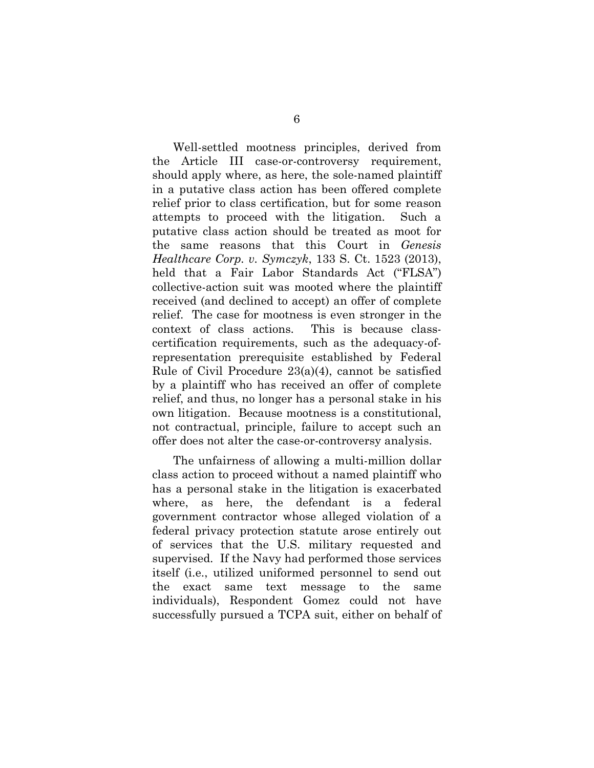Well-settled mootness principles, derived from the Article III case-or-controversy requirement, should apply where, as here, the sole-named plaintiff in a putative class action has been offered complete relief prior to class certification, but for some reason attempts to proceed with the litigation. Such a putative class action should be treated as moot for the same reasons that this Court in *Genesis Healthcare Corp. v. Symczyk*, 133 S. Ct. 1523 (2013), held that a Fair Labor Standards Act ("FLSA") collective-action suit was mooted where the plaintiff received (and declined to accept) an offer of complete relief. The case for mootness is even stronger in the context of class actions. This is because class-certification requirements, such as the adequacy-of-representation prerequisite established by Federal Rule of Civil Procedure 23(a)(4), cannot be satisfied by a plaintiff who has received an offer of complete relief, and thus, no longer has a personal stake in his own litigation. Because mootness is a constitutional, not contractual, principle, failure to accept such an offer does not alter the case-or-controversy analysis.

The unfairness of allowing a multi-million dollar class action to proceed without a named plaintiff who has a personal stake in the litigation is exacerbated where, as here, the defendant is a federal government contractor whose alleged violation of a federal privacy protection statute arose entirely out of services that the U.S. military requested and supervised. If the Navy had performed those services itself (i.e., utilized uniformed personnel to send out the exact same text message to the same individuals), Respondent Gomez could not have successfully pursued a TCPA suit, either on behalf of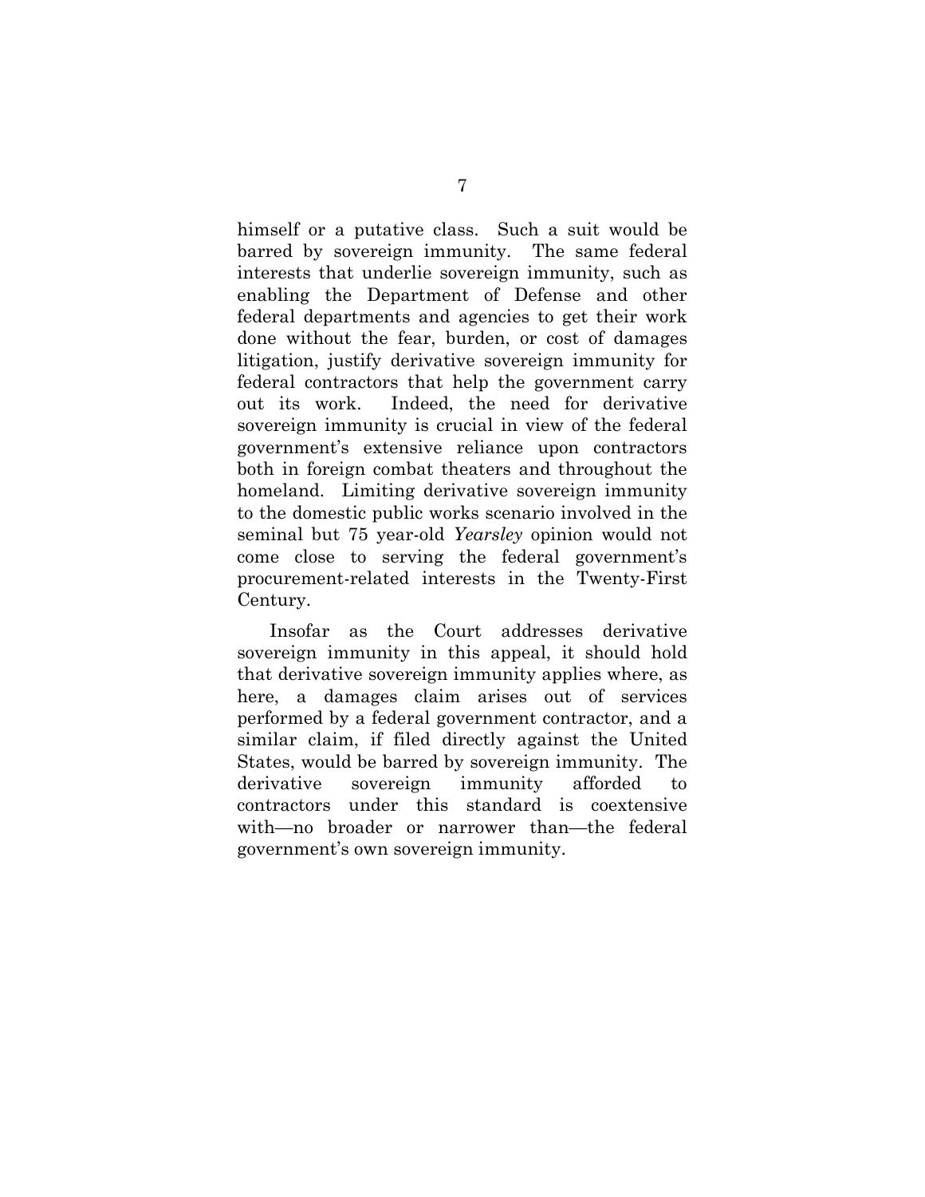himself or a putative class. Such a suit would be barred by sovereign immunity. The same federal interests that underlie sovereign immunity, such as enabling the Department of Defense and other federal departments and agencies to get their work done without the fear, burden, or cost of damages litigation, justify derivative sovereign immunity for federal contractors that help the government carry out its work. Indeed, the need for derivative sovereign immunity is crucial in view of the federal government's extensive reliance upon contractors both in foreign combat theaters and throughout the homeland. Limiting derivative sovereign immunity to the domestic public works scenario involved in the seminal but 75 year-old *Yearsley* opinion would not come close to serving the federal government's procurement-related interests in the Twenty-First Century.

Insofar as the Court addresses derivative sovereign immunity in this appeal, it should hold that derivative sovereign immunity applies where, as here, a damages claim arises out of services performed by a federal government contractor, and a similar claim, if filed directly against the United States, would be barred by sovereign immunity. The derivative sovereign immunity afforded to contractors under this standard is coextensive with—no broader or narrower than—the federal government's own sovereign immunity.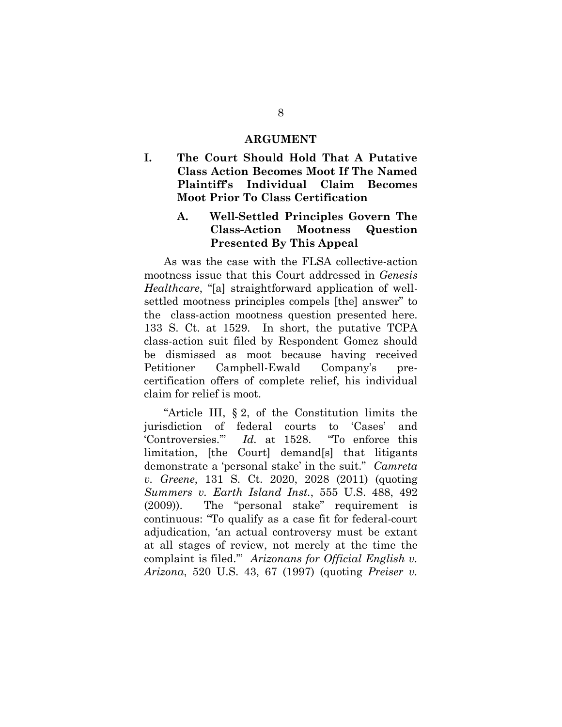## ARGUMENT

### I. The Court Should Hold That A Putative Class Action Becomes Moot If The Named Plaintiff's Individual Claim Becomes Moot Prior To Class Certification

#### A. Well-Settled Principles Govern The Class-Action Mootness Question Presented By This Appeal

As was the case with the FLSA collective-action mootness issue that this Court addressed in *Genesis Healthcare*, "[a] straightforward application of well-settled mootness principles compels [the] answer" to the class-action mootness question presented here. 133 S. Ct. at 1529. In short, the putative TCPA class-action suit filed by Respondent Gomez should be dismissed as moot because having received Petitioner Campbell-Ewald Company's pre-certification offers of complete relief, his individual claim for relief is moot.

"Article III, § 2, of the Constitution limits the jurisdiction of federal courts to 'Cases' and 'Controversies.'" *Id.* at 1528. "To enforce this limitation, [the Court] demand[s] that litigants demonstrate a 'personal stake' in the suit." *Camreta v. Greene*, 131 S. Ct. 2020, 2028 (2011) (quoting *Summers v. Earth Island Inst.*, 555 U.S. 488, 492 (2009)). The "personal stake" requirement is continuous: "To qualify as a case fit for federal-court adjudication, 'an actual controversy must be extant at all stages of review, not merely at the time the complaint is filed.'" *Arizonans for Official English v. Arizona*, 520 U.S. 43, 67 (1997) (quoting *Preiser v.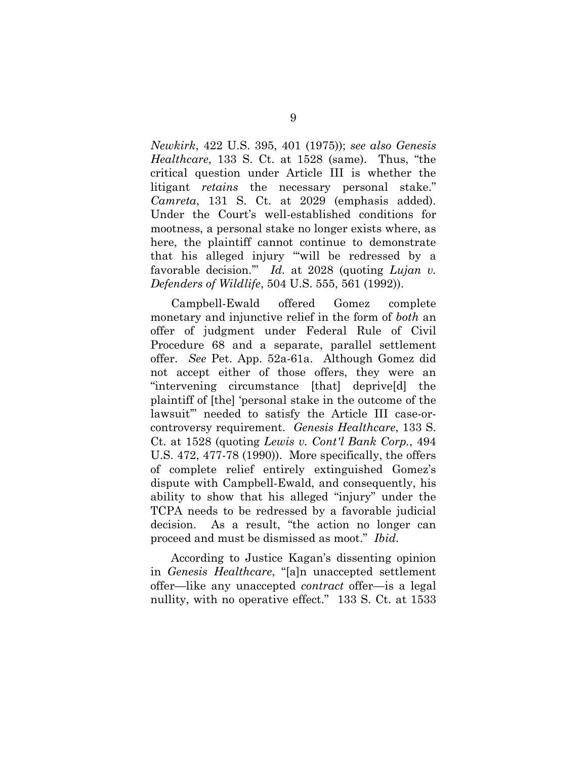*Newkirk*, 422 U.S. 395, 401 (1975)); *see also Genesis Healthcare*, 133 S. Ct. at 1528 (same). Thus, "the critical question under Article III is whether the litigant *retains* the necessary personal stake." *Camreta*, 131 S. Ct. at 2029 (emphasis added). Under the Court's well-established conditions for mootness, a personal stake no longer exists where, as here, the plaintiff cannot continue to demonstrate that his alleged injury "'will be redressed by a favorable decision.'" *Id.* at 2028 (quoting *Lujan v. Defenders of Wildlife*, 504 U.S. 555, 561 (1992)).

Campbell-Ewald offered Gomez complete monetary and injunctive relief in the form of *both* an offer of judgment under Federal Rule of Civil Procedure 68 and a separate, parallel settlement offer. *See* Pet. App. 52a-61a. Although Gomez did not accept either of those offers, they were an "intervening circumstance [that] deprive[d] the plaintiff of [the] 'personal stake in the outcome of the lawsuit'" needed to satisfy the Article III case-or-controversy requirement. *Genesis Healthcare*, 133 S. Ct. at 1528 (quoting *Lewis v. Cont'l Bank Corp.*, 494 U.S. 472, 477-78 (1990)). More specifically, the offers of complete relief entirely extinguished Gomez's dispute with Campbell-Ewald, and consequently, his ability to show that his alleged "injury" under the TCPA needs to be redressed by a favorable judicial decision. As a result, "the action no longer can proceed and must be dismissed as moot." *Ibid.*

According to Justice Kagan's dissenting opinion in *Genesis Healthcare*, "[a]n unaccepted settlement offer—like any unaccepted *contract* offer—is a legal nullity, with no operative effect." 133 S. Ct. at 1533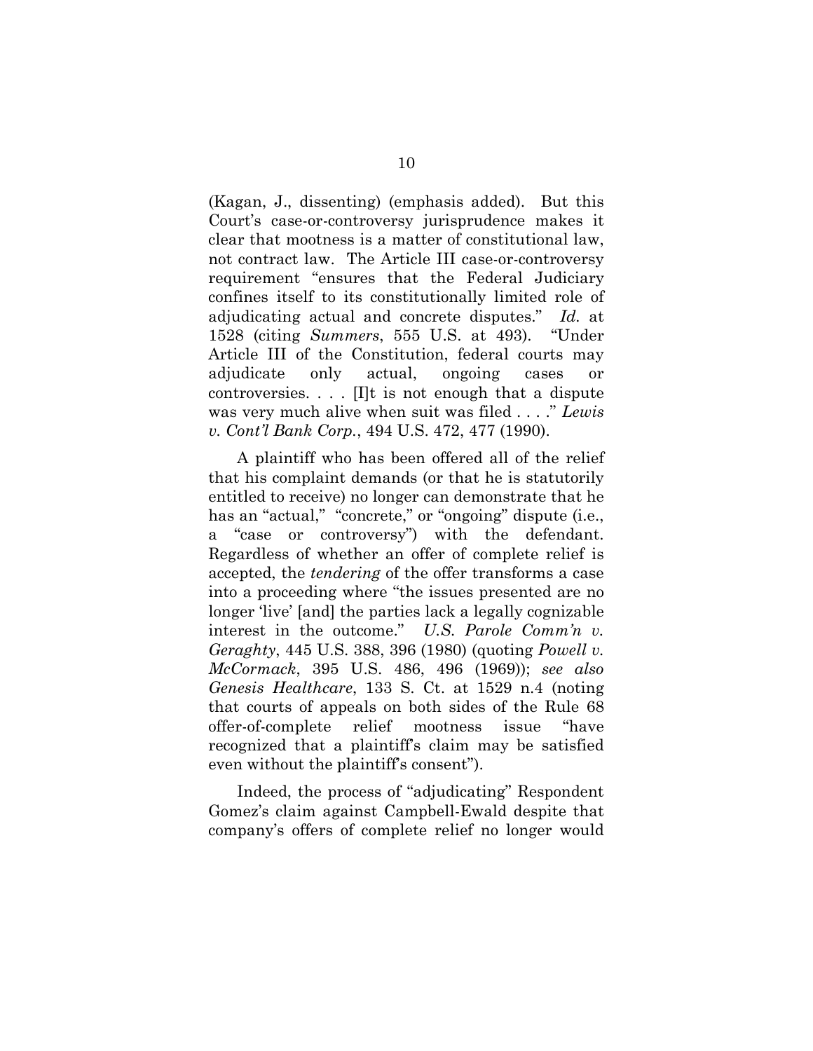(Kagan, J., dissenting) (emphasis added). But this Court's case-or-controversy jurisprudence makes it clear that mootness is a matter of constitutional law, not contract law. The Article III case-or-controversy requirement "ensures that the Federal Judiciary confines itself to its constitutionally limited role of adjudicating actual and concrete disputes." *Id.* at 1528 (citing *Summers*, 555 U.S. at 493). "Under Article III of the Constitution, federal courts may adjudicate only actual, ongoing cases or controversies. . . . [I]t is not enough that a dispute was very much alive when suit was filed . . . ." *Lewis v. Cont'l Bank Corp.*, 494 U.S. 472, 477 (1990).

A plaintiff who has been offered all of the relief that his complaint demands (or that he is statutorily entitled to receive) no longer can demonstrate that he has an "actual," "concrete," or "ongoing" dispute (i.e., a "case or controversy") with the defendant. Regardless of whether an offer of complete relief is accepted, the *tendering* of the offer transforms a case into a proceeding where "the issues presented are no longer 'live' [and] the parties lack a legally cognizable interest in the outcome." *U.S. Parole Comm'n v. Geraghty*, 445 U.S. 388, 396 (1980) (quoting *Powell v. McCormack*, 395 U.S. 486, 496 (1969)); *see also Genesis Healthcare*, 133 S. Ct. at 1529 n.4 (noting that courts of appeals on both sides of the Rule 68 offer-of-complete relief mootness issue "have recognized that a plaintiff's claim may be satisfied even without the plaintiff's consent").

Indeed, the process of "adjudicating" Respondent Gomez's claim against Campbell-Ewald despite that company's offers of complete relief no longer would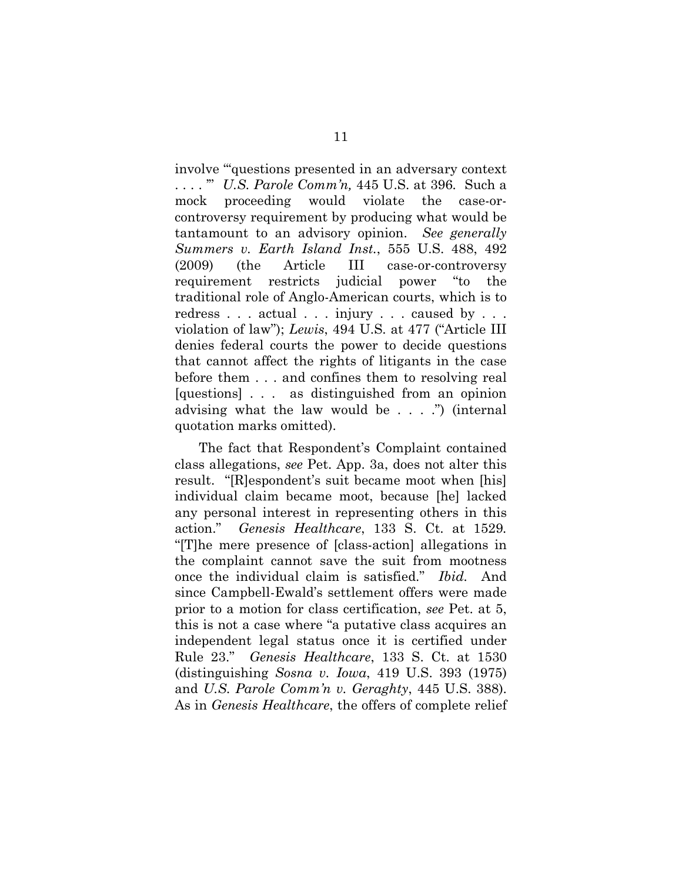involve "'questions presented in an adversary context . . . .'" *U.S. Parole Comm'n,* 445 U.S. at 396. Such a mock proceeding would violate the case-or-controversy requirement by producing what would be tantamount to an advisory opinion. *See generally Summers v. Earth Island Inst.*, 555 U.S. 488, 492 (2009) (the Article III case-or-controversy requirement restricts judicial power "to the traditional role of Anglo-American courts, which is to redress . . . actual . . . injury . . . caused by . . . violation of law"); *Lewis*, 494 U.S. at 477 ("Article III denies federal courts the power to decide questions that cannot affect the rights of litigants in the case before them . . . and confines them to resolving real [questions] . . . as distinguished from an opinion advising what the law would be . . . .") (internal quotation marks omitted).

The fact that Respondent's Complaint contained class allegations, *see* Pet. App. 3a, does not alter this result. "[R]espondent's suit became moot when [his] individual claim became moot, because [he] lacked any personal interest in representing others in this action." *Genesis Healthcare*, 133 S. Ct. at 1529. "[T]he mere presence of [class-action] allegations in the complaint cannot save the suit from mootness once the individual claim is satisfied." *Ibid.* And since Campbell-Ewald's settlement offers were made prior to a motion for class certification, *see* Pet. at 5, this is not a case where "a putative class acquires an independent legal status once it is certified under Rule 23." *Genesis Healthcare*, 133 S. Ct. at 1530 (distinguishing *Sosna v. Iowa*, 419 U.S. 393 (1975) and *U.S. Parole Comm'n v. Geraghty*, 445 U.S. 388). As in *Genesis Healthcare*, the offers of complete relief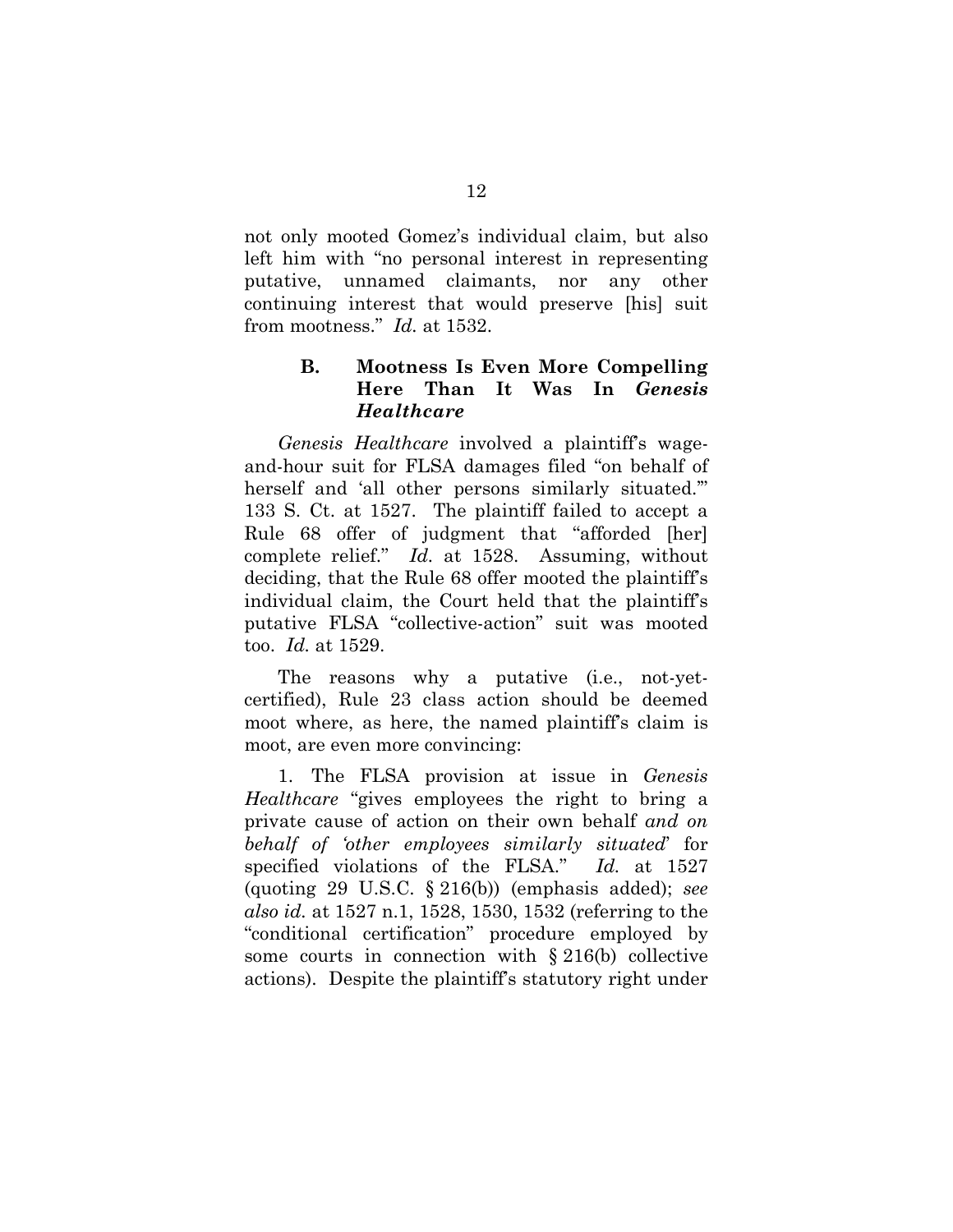not only mooted Gomez's individual claim, but also left him with "no personal interest in representing putative, unnamed claimants, nor any other continuing interest that would preserve [his] suit from mootness." *Id.* at 1532.

### B. Mootness Is Even More Compelling Here Than It Was In *Genesis Healthcare*

*Genesis Healthcare* involved a plaintiff's wage-and-hour suit for FLSA damages filed "on behalf of herself and 'all other persons similarly situated.'" 133 S. Ct. at 1527. The plaintiff failed to accept a Rule 68 offer of judgment that "afforded [her] complete relief." *Id.* at 1528. Assuming, without deciding, that the Rule 68 offer mooted the plaintiff's individual claim, the Court held that the plaintiff's putative FLSA "collective-action" suit was mooted too. *Id.* at 1529.

The reasons why a putative (i.e., not-yet-certified), Rule 23 class action should be deemed moot where, as here, the named plaintiff's claim is moot, are even more convincing:

1. The FLSA provision at issue in *Genesis Healthcare* "gives employees the right to bring a private cause of action on their own behalf *and on behalf of 'other employees similarly situated'* for specified violations of the FLSA." *Id.* at 1527 (quoting 29 U.S.C. § 216(b)) (emphasis added); *see also id.* at 1527 n.1, 1528, 1530, 1532 (referring to the "conditional certification" procedure employed by some courts in connection with § 216(b) collective actions). Despite the plaintiff's statutory right under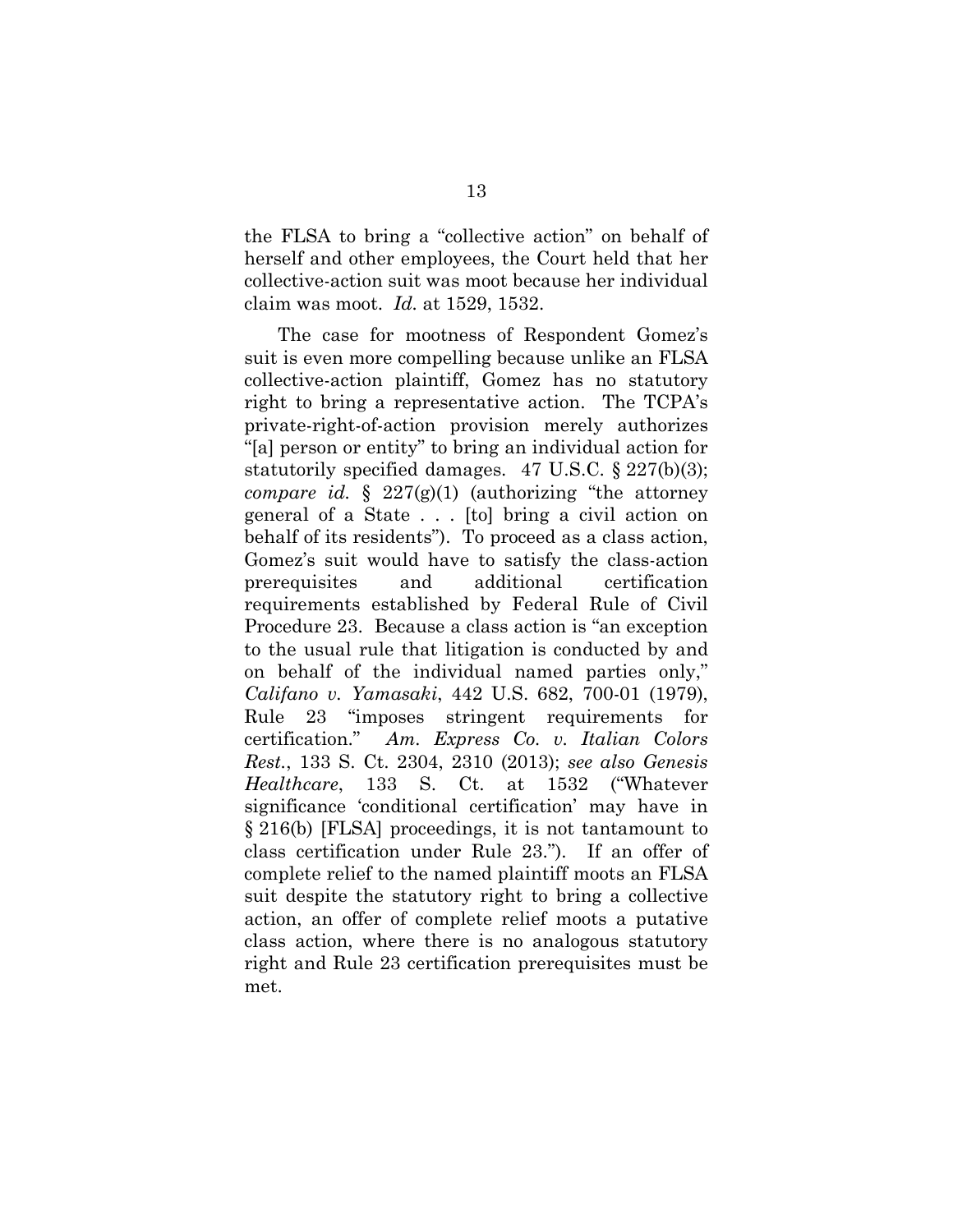the FLSA to bring a "collective action" on behalf of herself and other employees, the Court held that her collective-action suit was moot because her individual claim was moot. *Id.* at 1529, 1532.

The case for mootness of Respondent Gomez's suit is even more compelling because unlike an FLSA collective-action plaintiff, Gomez has no statutory right to bring a representative action. The TCPA's private-right-of-action provision merely authorizes "[a] person or entity" to bring an individual action for statutorily specified damages. 47 U.S.C. § 227(b)(3); *compare id.* § 227(g)(1) (authorizing "the attorney general of a State . . . [to] bring a civil action on behalf of its residents"). To proceed as a class action, Gomez's suit would have to satisfy the class-action prerequisites and additional certification requirements established by Federal Rule of Civil Procedure 23. Because a class action is "an exception to the usual rule that litigation is conducted by and on behalf of the individual named parties only," *Califano v. Yamasaki*, 442 U.S. 682, 700-01 (1979), Rule 23 "imposes stringent requirements for certification." *Am. Express Co. v. Italian Colors Rest.*, 133 S. Ct. 2304, 2310 (2013); *see also Genesis Healthcare*, 133 S. Ct. at 1532 ("Whatever significance 'conditional certification' may have in § 216(b) [FLSA] proceedings, it is not tantamount to class certification under Rule 23."). If an offer of complete relief to the named plaintiff moots an FLSA suit despite the statutory right to bring a collective action, an offer of complete relief moots a putative class action, where there is no analogous statutory right and Rule 23 certification prerequisites must be met.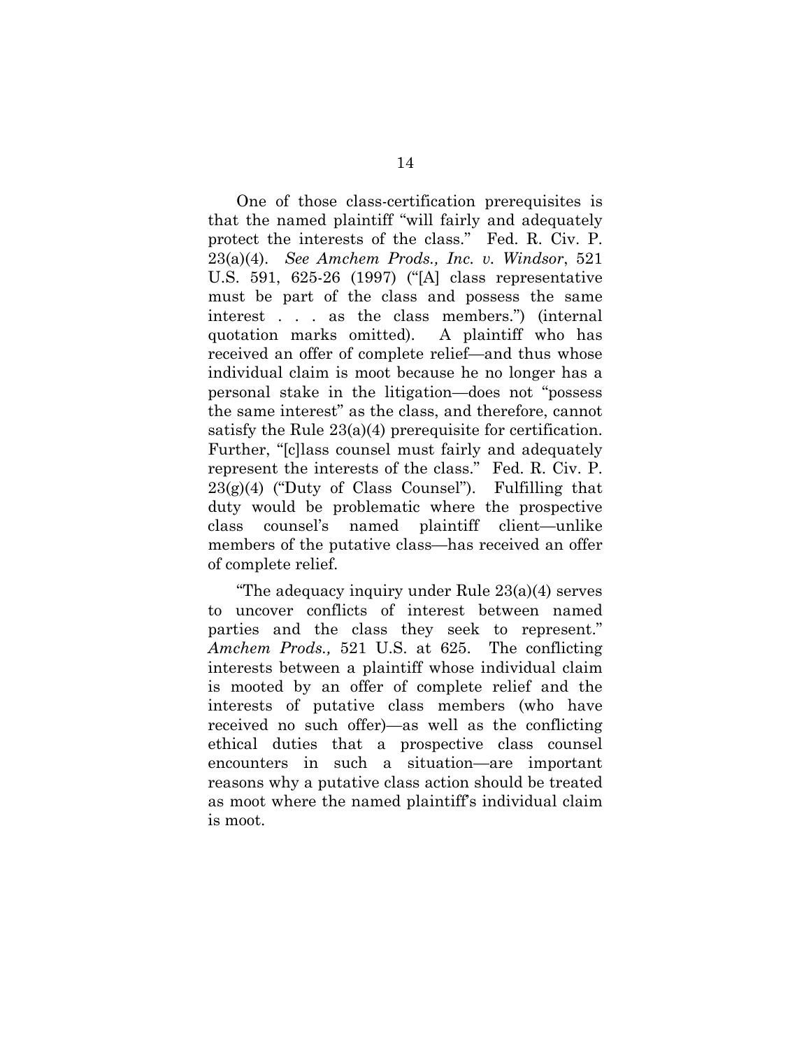One of those class-certification prerequisites is that the named plaintiff "will fairly and adequately protect the interests of the class." Fed. R. Civ. P. 23(a)(4). *See Amchem Prods., Inc. v. Windsor*, 521 U.S. 591, 625-26 (1997) ("[A] class representative must be part of the class and possess the same interest . . . as the class members.") (internal quotation marks omitted). A plaintiff who has received an offer of complete relief—and thus whose individual claim is moot because he no longer has a personal stake in the litigation—does not "possess the same interest" as the class, and therefore, cannot satisfy the Rule 23(a)(4) prerequisite for certification. Further, "[c]lass counsel must fairly and adequately represent the interests of the class." Fed. R. Civ. P. 23(g)(4) ("Duty of Class Counsel"). Fulfilling that duty would be problematic where the prospective class counsel's named plaintiff client—unlike members of the putative class—has received an offer of complete relief.

"The adequacy inquiry under Rule 23(a)(4) serves to uncover conflicts of interest between named parties and the class they seek to represent." *Amchem Prods.,* 521 U.S. at 625. The conflicting interests between a plaintiff whose individual claim is mooted by an offer of complete relief and the interests of putative class members (who have received no such offer)—as well as the conflicting ethical duties that a prospective class counsel encounters in such a situation—are important reasons why a putative class action should be treated as moot where the named plaintiff's individual claim is moot.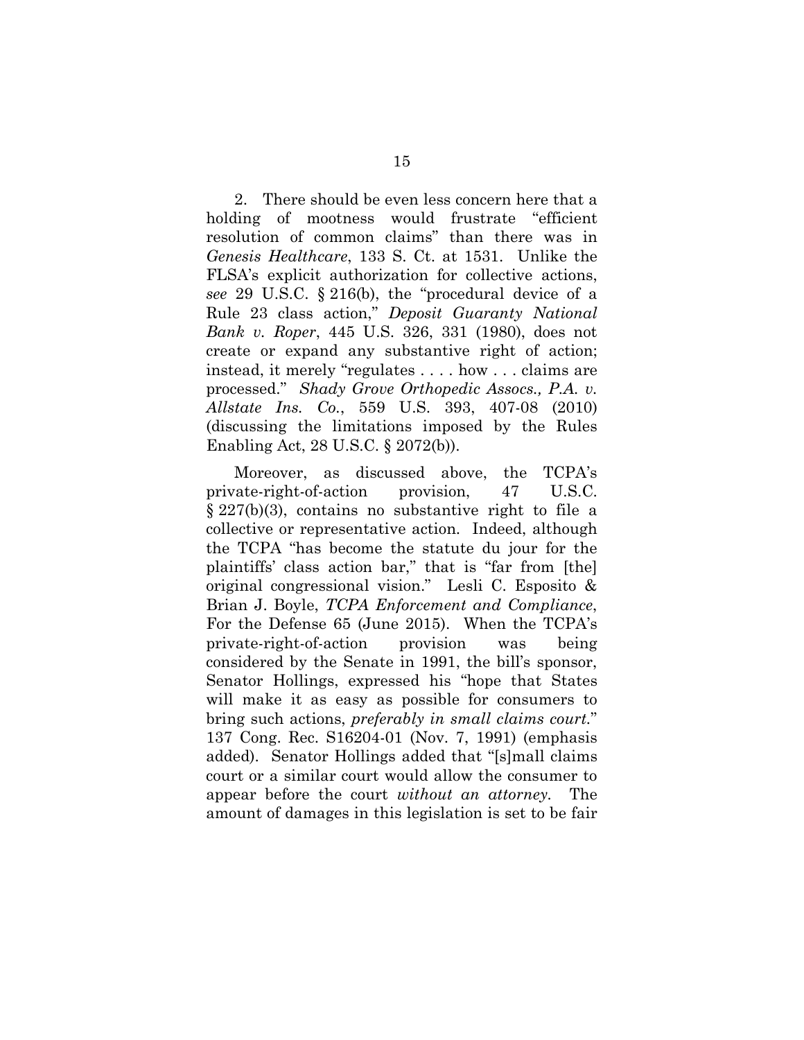2. There should be even less concern here that a holding of mootness would frustrate "efficient resolution of common claims" than there was in *Genesis Healthcare*, 133 S. Ct. at 1531. Unlike the FLSA's explicit authorization for collective actions, *see* 29 U.S.C. § 216(b), the "procedural device of a Rule 23 class action," *Deposit Guaranty National Bank v. Roper*, 445 U.S. 326, 331 (1980), does not create or expand any substantive right of action; instead, it merely "regulates . . . . how . . . claims are processed." *Shady Grove Orthopedic Assocs., P.A. v. Allstate Ins. Co.*, 559 U.S. 393, 407-08 (2010) (discussing the limitations imposed by the Rules Enabling Act, 28 U.S.C. § 2072(b)).

Moreover, as discussed above, the TCPA's private-right-of-action provision, 47 U.S.C. § 227(b)(3), contains no substantive right to file a collective or representative action. Indeed, although the TCPA "has become the statute du jour for the plaintiffs' class action bar," that is "far from [the] original congressional vision." Lesli C. Esposito & Brian J. Boyle, *TCPA Enforcement and Compliance*, For the Defense 65 (June 2015). When the TCPA's private-right-of-action provision was being considered by the Senate in 1991, the bill's sponsor, Senator Hollings, expressed his "hope that States will make it as easy as possible for consumers to bring such actions, *preferably in small claims court*." 137 Cong. Rec. S16204-01 (Nov. 7, 1991) (emphasis added). Senator Hollings added that "[s]mall claims court or a similar court would allow the consumer to appear before the court *without an attorney*. The amount of damages in this legislation is set to be fair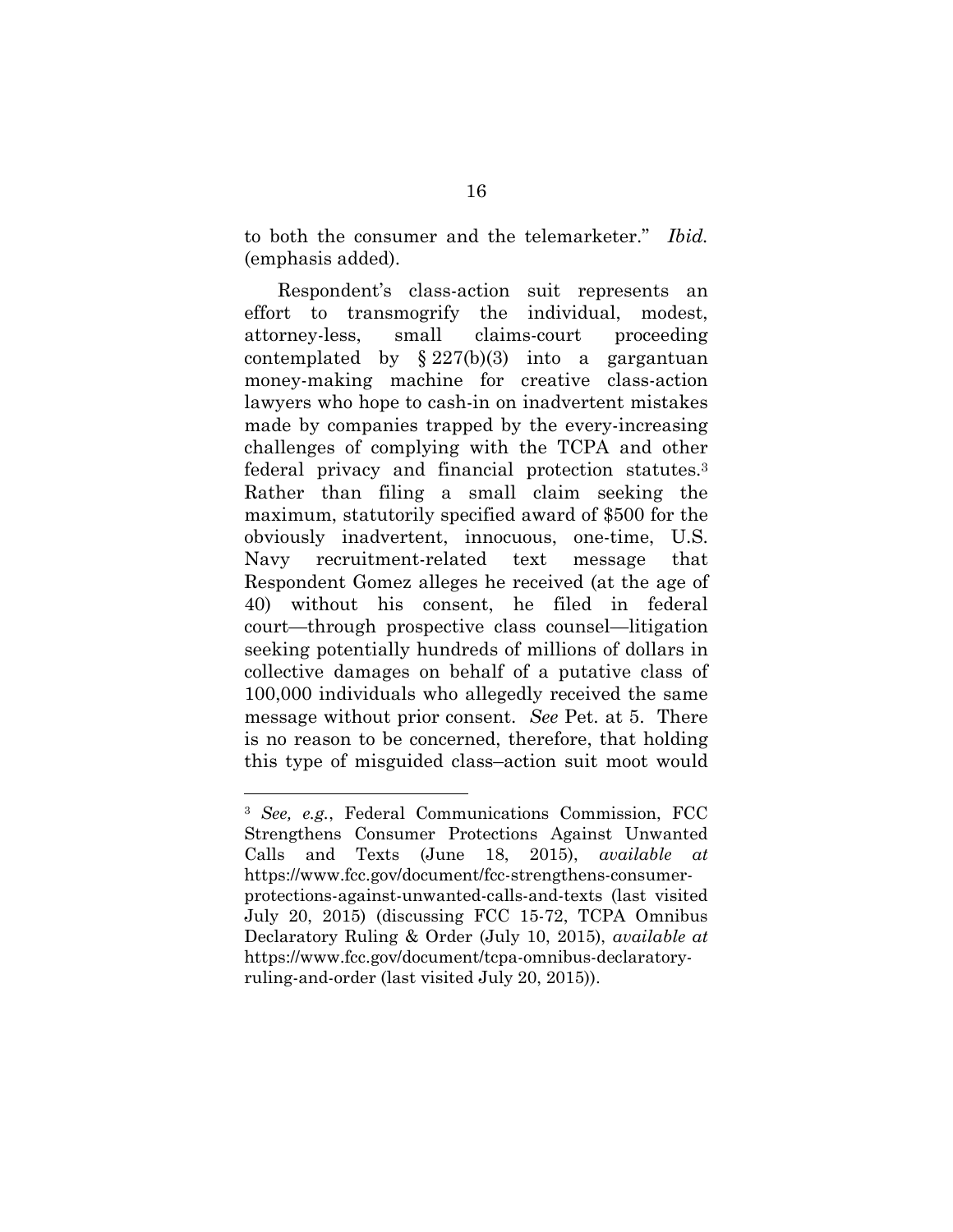to both the consumer and the telemarketer." *Ibid.* (emphasis added).

Respondent's class-action suit represents an effort to transmogrify the individual, modest, attorney-less, small claims-court proceeding contemplated by § 227(b)(3) into a gargantuan money-making machine for creative class-action lawyers who hope to cash-in on inadvertent mistakes made by companies trapped by the every-increasing challenges of complying with the TCPA and other federal privacy and financial protection statutes.[3] Rather than filing a small claim seeking the maximum, statutorily specified award of $500 for the obviously inadvertent, innocuous, one-time, U.S. Navy recruitment-related text message that Respondent Gomez alleges he received (at the age of 40) without his consent, he filed in federal court—through prospective class counsel—litigation seeking potentially hundreds of millions of dollars in collective damages on behalf of a putative class of 100,000 individuals who allegedly received the same message without prior consent. *See* Pet. at 5. There is no reason to be concerned, therefore, that holding this type of misguided class–action suit moot would

---

[3] *See, e.g.*, Federal Communications Commission, FCC Strengthens Consumer Protections Against Unwanted Calls and Texts (June 18, 2015), *available at* https://www.fcc.gov/document/fcc-strengthens-consumer-protections-against-unwanted-calls-and-texts (last visited July 20, 2015) (discussing FCC 15-72, TCPA Omnibus Declaratory Ruling & Order (July 10, 2015), *available at* https://www.fcc.gov/document/tcpa-omnibus-declaratory-ruling-and-order (last visited July 20, 2015)).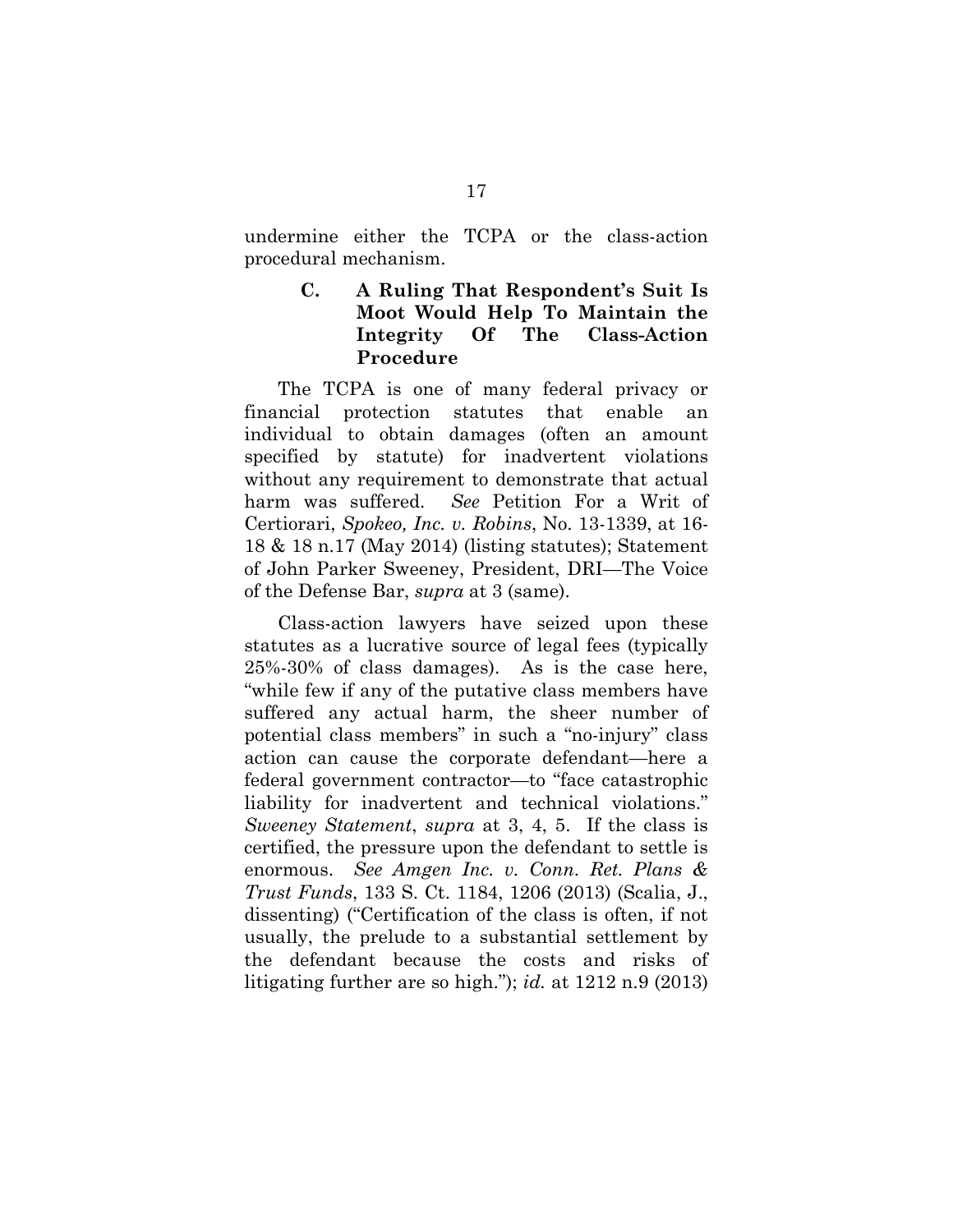undermine either the TCPA or the class-action procedural mechanism.

### C. A Ruling That Respondent's Suit Is Moot Would Help To Maintain the Integrity Of The Class-Action Procedure

The TCPA is one of many federal privacy or financial protection statutes that enable an individual to obtain damages (often an amount specified by statute) for inadvertent violations without any requirement to demonstrate that actual harm was suffered. *See* Petition For a Writ of Certiorari, *Spokeo, Inc. v. Robins*, No. 13-1339, at 16-18 & 18 n.17 (May 2014) (listing statutes); Statement of John Parker Sweeney, President, DRI—The Voice of the Defense Bar, *supra* at 3 (same).

Class-action lawyers have seized upon these statutes as a lucrative source of legal fees (typically 25%-30% of class damages). As is the case here, "while few if any of the putative class members have suffered any actual harm, the sheer number of potential class members" in such a "no-injury" class action can cause the corporate defendant—here a federal government contractor—to "face catastrophic liability for inadvertent and technical violations." *Sweeney Statement*, *supra* at 3, 4, 5. If the class is certified, the pressure upon the defendant to settle is enormous. *See Amgen Inc. v. Conn. Ret. Plans & Trust Funds*, 133 S. Ct. 1184, 1206 (2013) (Scalia, J., dissenting) ("Certification of the class is often, if not usually, the prelude to a substantial settlement by the defendant because the costs and risks of litigating further are so high."); *id.* at 1212 n.9 (2013)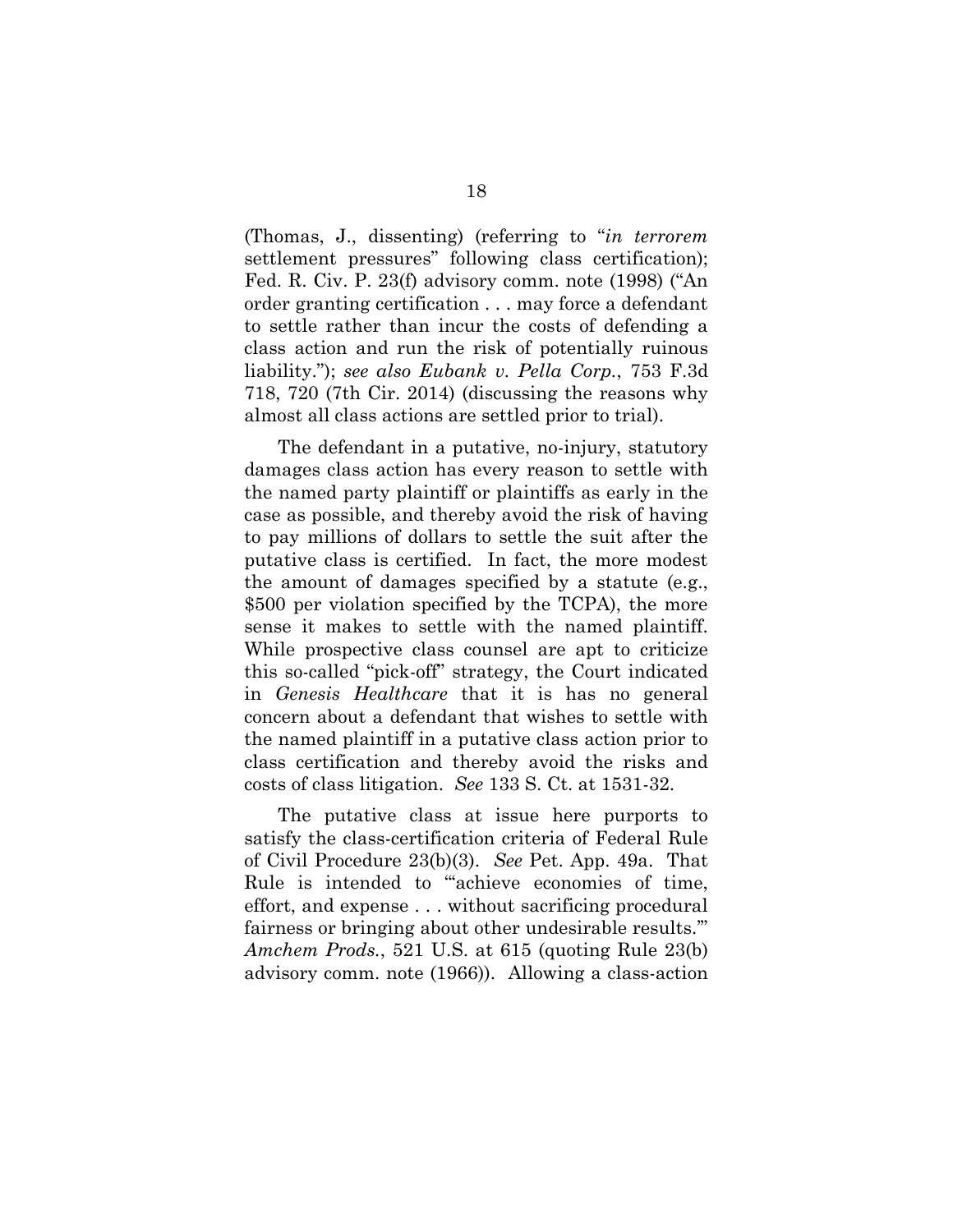(Thomas, J., dissenting) (referring to "*in terrorem* settlement pressures" following class certification); Fed. R. Civ. P. 23(f) advisory comm. note (1998) ("An order granting certification . . . may force a defendant to settle rather than incur the costs of defending a class action and run the risk of potentially ruinous liability."); *see also Eubank v. Pella Corp.*, 753 F.3d 718, 720 (7th Cir. 2014) (discussing the reasons why almost all class actions are settled prior to trial).

The defendant in a putative, no-injury, statutory damages class action has every reason to settle with the named party plaintiff or plaintiffs as early in the case as possible, and thereby avoid the risk of having to pay millions of dollars to settle the suit after the putative class is certified. In fact, the more modest the amount of damages specified by a statute (e.g., $500 per violation specified by the TCPA), the more sense it makes to settle with the named plaintiff. While prospective class counsel are apt to criticize this so-called "pick-off" strategy, the Court indicated in *Genesis Healthcare* that it is has no general concern about a defendant that wishes to settle with the named plaintiff in a putative class action prior to class certification and thereby avoid the risks and costs of class litigation. *See* 133 S. Ct. at 1531-32.

The putative class at issue here purports to satisfy the class-certification criteria of Federal Rule of Civil Procedure 23(b)(3). *See* Pet. App. 49a. That Rule is intended to "'achieve economies of time, effort, and expense . . . without sacrificing procedural fairness or bringing about other undesirable results.'" *Amchem Prods.*, 521 U.S. at 615 (quoting Rule 23(b) advisory comm. note (1966)). Allowing a class-action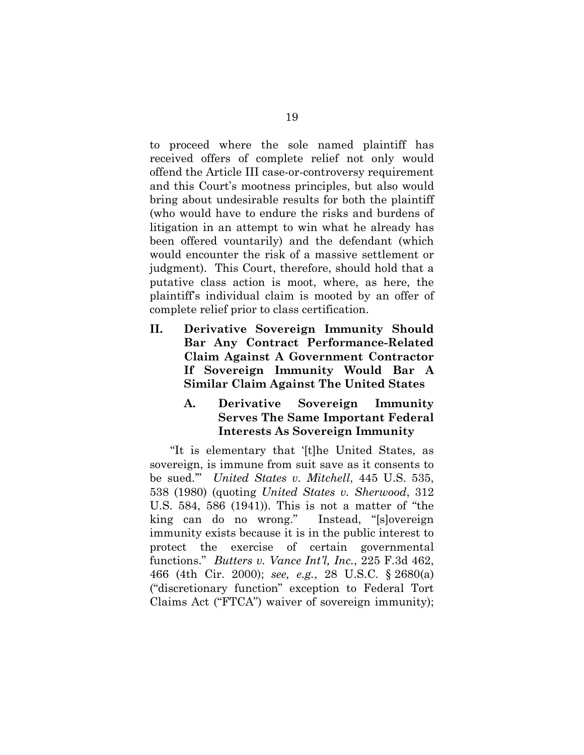to proceed where the sole named plaintiff has received offers of complete relief not only would offend the Article III case-or-controversy requirement and this Court's mootness principles, but also would bring about undesirable results for both the plaintiff (who would have to endure the risks and burdens of litigation in an attempt to win what he already has been offered vountarily) and the defendant (which would encounter the risk of a massive settlement or judgment). This Court, therefore, should hold that a putative class action is moot, where, as here, the plaintiff's individual claim is mooted by an offer of complete relief prior to class certification.

## II. Derivative Sovereign Immunity Should Bar Any Contract Performance-Related Claim Against A Government Contractor If Sovereign Immunity Would Bar A Similar Claim Against The United States

### A. Derivative Sovereign Immunity Serves The Same Important Federal Interests As Sovereign Immunity

"It is elementary that '[t]he United States, as sovereign, is immune from suit save as it consents to be sued.'" *United States v. Mitchell*, 445 U.S. 535, 538 (1980) (quoting *United States v. Sherwood*, 312 U.S. 584, 586 (1941)). This is not a matter of "the king can do no wrong." Instead, "[s]overeign immunity exists because it is in the public interest to protect the exercise of certain governmental functions." *Butters v. Vance Int'l, Inc.*, 225 F.3d 462, 466 (4th Cir. 2000); *see, e.g.*, 28 U.S.C. § 2680(a) ("discretionary function" exception to Federal Tort Claims Act ("FTCA") waiver of sovereign immunity);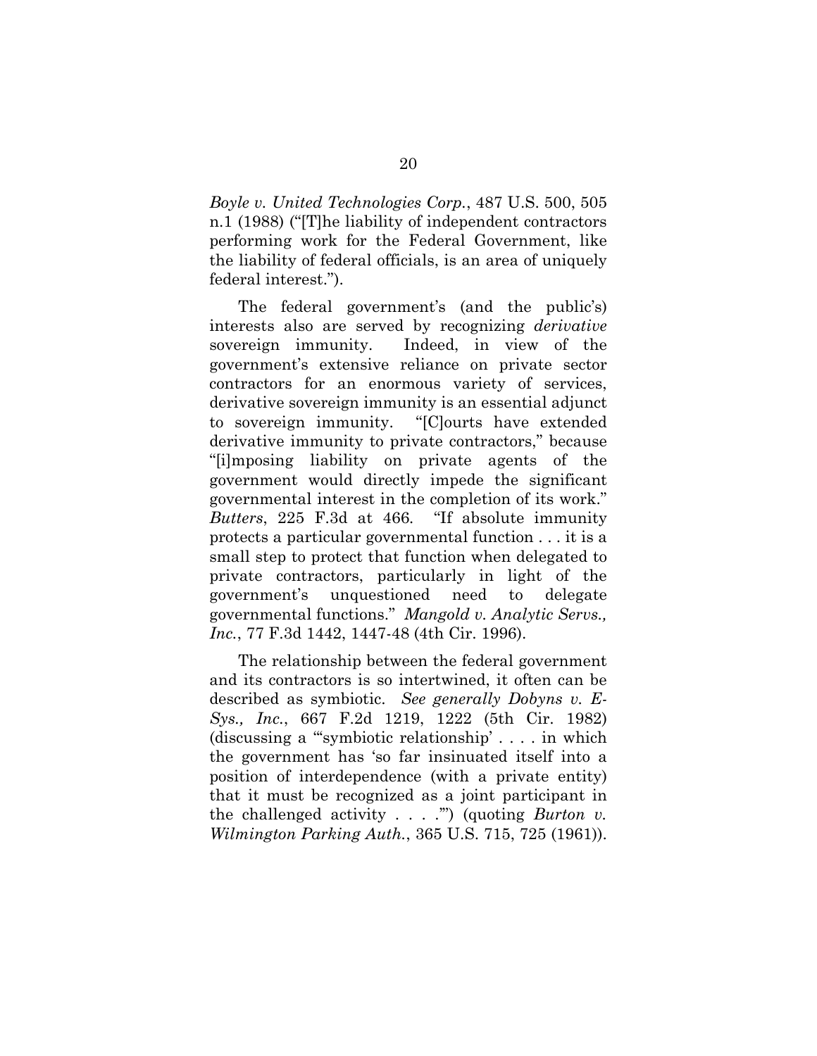*Boyle v. United Technologies Corp.*, 487 U.S. 500, 505 n.1 (1988) ("[T]he liability of independent contractors performing work for the Federal Government, like the liability of federal officials, is an area of uniquely federal interest.").

The federal government's (and the public's) interests also are served by recognizing *derivative* sovereign immunity. Indeed, in view of the government's extensive reliance on private sector contractors for an enormous variety of services, derivative sovereign immunity is an essential adjunct to sovereign immunity. "[C]ourts have extended derivative immunity to private contractors," because "[i]mposing liability on private agents of the government would directly impede the significant governmental interest in the completion of its work." *Butters*, 225 F.3d at 466. "If absolute immunity protects a particular governmental function . . . it is a small step to protect that function when delegated to private contractors, particularly in light of the government's unquestioned need to delegate governmental functions." *Mangold v. Analytic Servs., Inc.*, 77 F.3d 1442, 1447-48 (4th Cir. 1996).

The relationship between the federal government and its contractors is so intertwined, it often can be described as symbiotic. *See generally Dobyns v. E-Sys., Inc.*, 667 F.2d 1219, 1222 (5th Cir. 1982) (discussing a "'symbiotic relationship' . . . . in which the government has 'so far insinuated itself into a position of interdependence (with a private entity) that it must be recognized as a joint participant in the challenged activity . . . .'") (quoting *Burton v. Wilmington Parking Auth.*, 365 U.S. 715, 725 (1961)).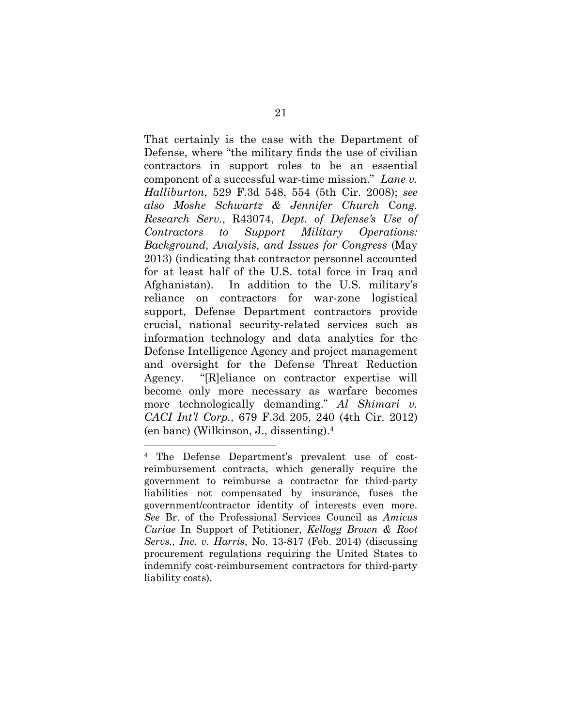That certainly is the case with the Department of Defense, where "the military finds the use of civilian contractors in support roles to be an essential component of a successful war-time mission." *Lane v. Halliburton*, 529 F.3d 548, 554 (5th Cir. 2008); *see also Moshe Schwartz & Jennifer Church Cong. Research Serv.*, R43074, *Dept. of Defense's Use of Contractors to Support Military Operations: Background, Analysis, and Issues for Congress* (May 2013) (indicating that contractor personnel accounted for at least half of the U.S. total force in Iraq and Afghanistan). In addition to the U.S. military's reliance on contractors for war-zone logistical support, Defense Department contractors provide crucial, national security-related services such as information technology and data analytics for the Defense Intelligence Agency and project management and oversight for the Defense Threat Reduction Agency. "[R]eliance on contractor expertise will become only more necessary as warfare becomes more technologically demanding." *Al Shimari v. CACI Int'l Corp.*, 679 F.3d 205, 240 (4th Cir. 2012) (en banc) (Wilkinson, J., dissenting).[4]

---

[4] The Defense Department's prevalent use of cost-reimbursement contracts, which generally require the government to reimburse a contractor for third-party liabilities not compensated by insurance, fuses the government/contractor identity of interests even more. *See* Br. of the Professional Services Council as *Amicus Curiae* In Support of Petitioner, *Kellogg Brown & Root Servs., Inc. v. Harris*, No. 13-817 (Feb. 2014) (discussing procurement regulations requiring the United States to indemnify cost-reimbursement contractors for third-party liability costs).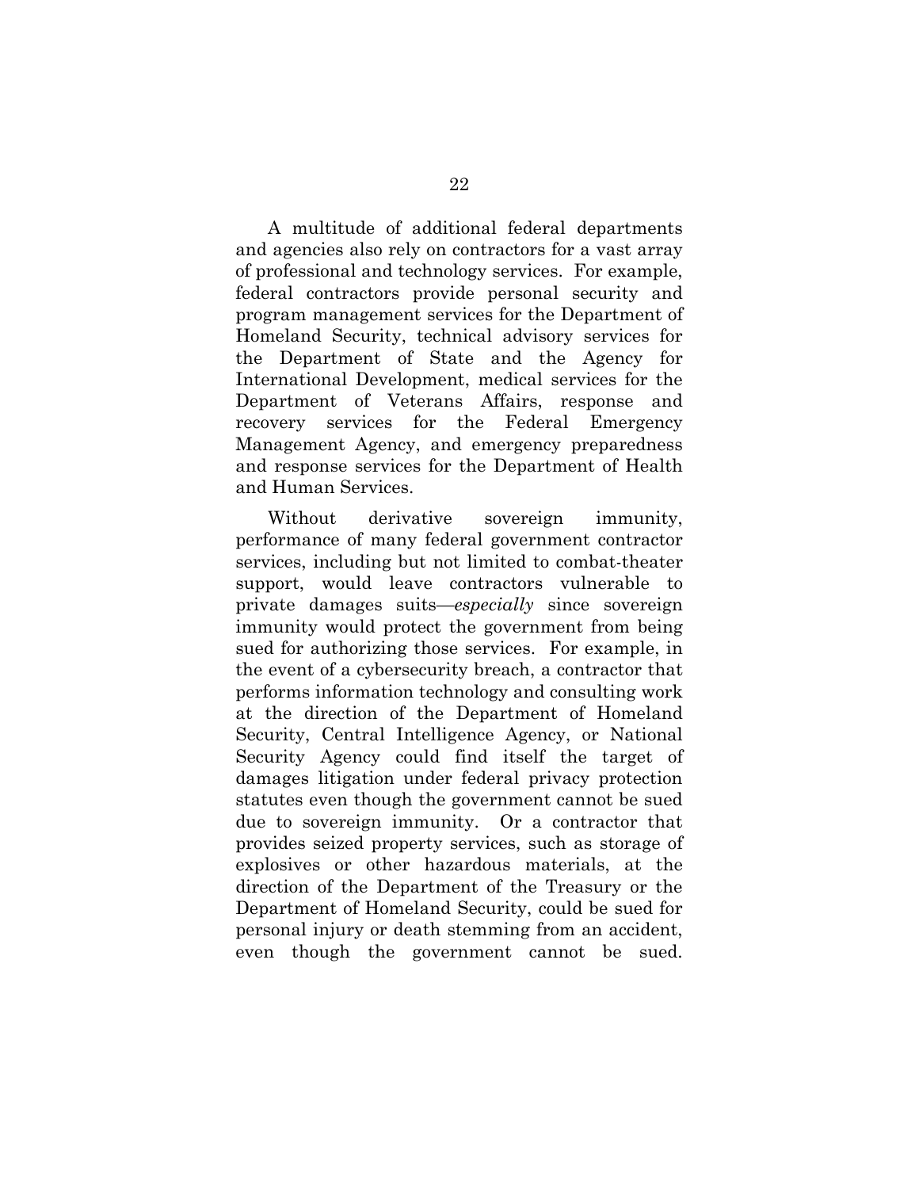A multitude of additional federal departments and agencies also rely on contractors for a vast array of professional and technology services. For example, federal contractors provide personal security and program management services for the Department of Homeland Security, technical advisory services for the Department of State and the Agency for International Development, medical services for the Department of Veterans Affairs, response and recovery services for the Federal Emergency Management Agency, and emergency preparedness and response services for the Department of Health and Human Services.

Without derivative sovereign immunity, performance of many federal government contractor services, including but not limited to combat-theater support, would leave contractors vulnerable to private damages suits—*especially* since sovereign immunity would protect the government from being sued for authorizing those services. For example, in the event of a cybersecurity breach, a contractor that performs information technology and consulting work at the direction of the Department of Homeland Security, Central Intelligence Agency, or National Security Agency could find itself the target of damages litigation under federal privacy protection statutes even though the government cannot be sued due to sovereign immunity. Or a contractor that provides seized property services, such as storage of explosives or other hazardous materials, at the direction of the Department of the Treasury or the Department of Homeland Security, could be sued for personal injury or death stemming from an accident, even though the government cannot be sued.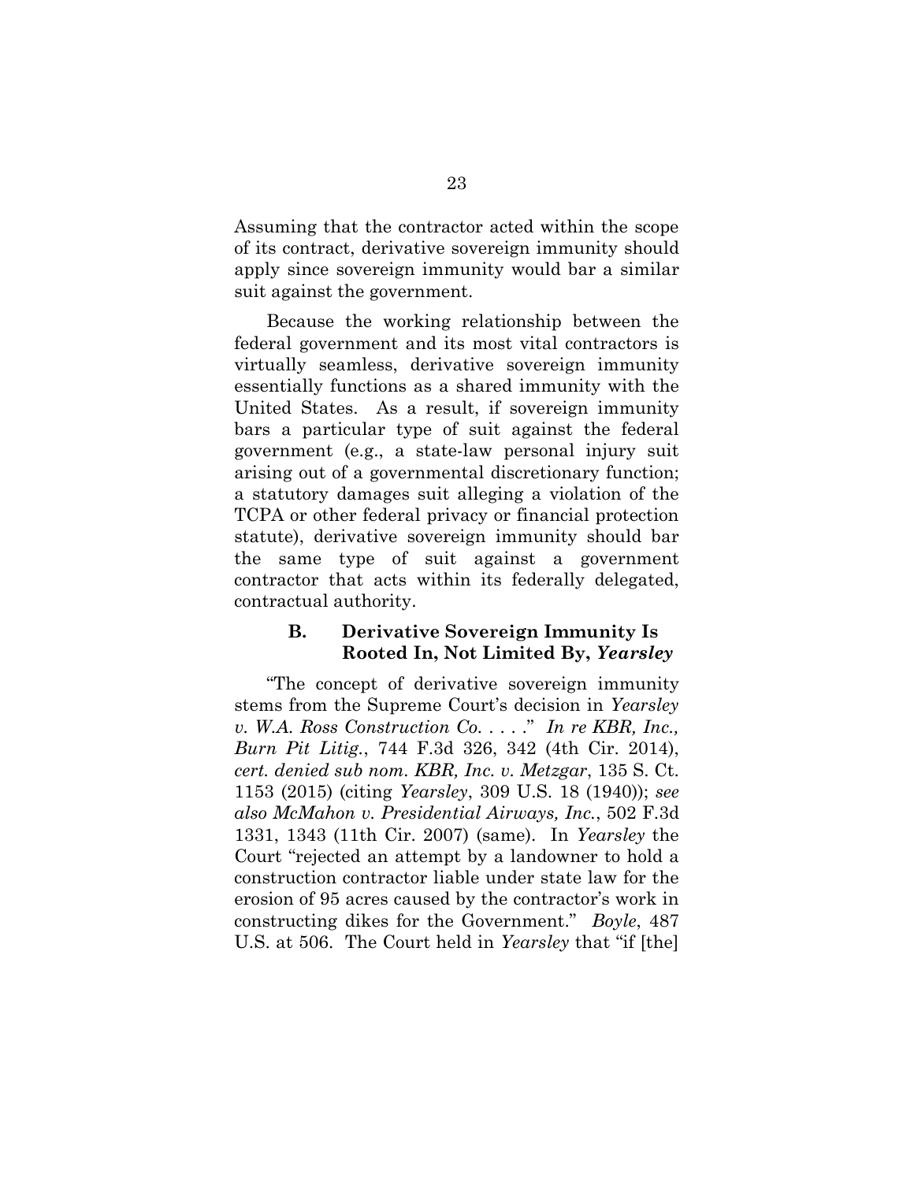Assuming that the contractor acted within the scope of its contract, derivative sovereign immunity should apply since sovereign immunity would bar a similar suit against the government.

Because the working relationship between the federal government and its most vital contractors is virtually seamless, derivative sovereign immunity essentially functions as a shared immunity with the United States. As a result, if sovereign immunity bars a particular type of suit against the federal government (e.g., a state-law personal injury suit arising out of a governmental discretionary function; a statutory damages suit alleging a violation of the TCPA or other federal privacy or financial protection statute), derivative sovereign immunity should bar the same type of suit against a government contractor that acts within its federally delegated, contractual authority.

### B. Derivative Sovereign Immunity Is Rooted In, Not Limited By, *Yearsley*

"The concept of derivative sovereign immunity stems from the Supreme Court's decision in *Yearsley v. W.A. Ross Construction Co.* . . . ." *In re KBR, Inc., Burn Pit Litig.*, 744 F.3d 326, 342 (4th Cir. 2014), *cert. denied sub nom. KBR, Inc. v. Metzgar*, 135 S. Ct. 1153 (2015) (citing *Yearsley*, 309 U.S. 18 (1940)); *see also McMahon v. Presidential Airways, Inc.*, 502 F.3d 1331, 1343 (11th Cir. 2007) (same). In *Yearsley* the Court "rejected an attempt by a landowner to hold a construction contractor liable under state law for the erosion of 95 acres caused by the contractor's work in constructing dikes for the Government." *Boyle*, 487 U.S. at 506. The Court held in *Yearsley* that "if [the]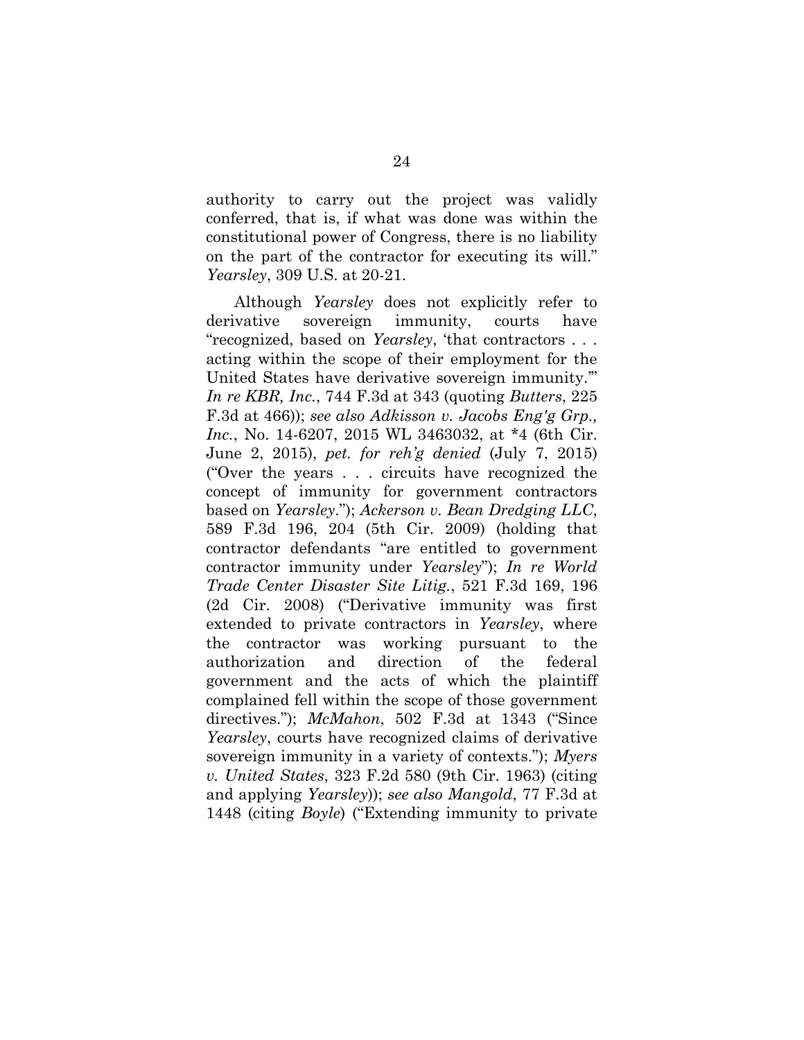authority to carry out the project was validly conferred, that is, if what was done was within the constitutional power of Congress, there is no liability on the part of the contractor for executing its will." *Yearsley*, 309 U.S. at 20-21.

Although *Yearsley* does not explicitly refer to derivative sovereign immunity, courts have "recognized, based on *Yearsley*, 'that contractors . . . acting within the scope of their employment for the United States have derivative sovereign immunity.'" *In re KBR, Inc.*, 744 F.3d at 343 (quoting *Butters*, 225 F.3d at 466)); *see also Adkisson v. Jacobs Eng'g Grp., Inc.*, No. 14-6207, 2015 WL 3463032, at *4 (6th Cir. June 2, 2015), *pet. for reh'g denied* (July 7, 2015) ("Over the years . . . circuits have recognized the concept of immunity for government contractors based on *Yearsley*."); *Ackerson v. Bean Dredging LLC*, 589 F.3d 196, 204 (5th Cir. 2009) (holding that contractor defendants "are entitled to government contractor immunity under *Yearsley*"); *In re World Trade Center Disaster Site Litig.*, 521 F.3d 169, 196 (2d Cir. 2008) ("Derivative immunity was first extended to private contractors in *Yearsley*, where the contractor was working pursuant to the authorization and direction of the federal government and the acts of which the plaintiff complained fell within the scope of those government directives."); *McMahon*, 502 F.3d at 1343 ("Since *Yearsley*, courts have recognized claims of derivative sovereign immunity in a variety of contexts."); *Myers v. United States*, 323 F.2d 580 (9th Cir. 1963) (citing and applying *Yearsley*)); *see also Mangold*, 77 F.3d at 1448 (citing *Boyle*) ("Extending immunity to private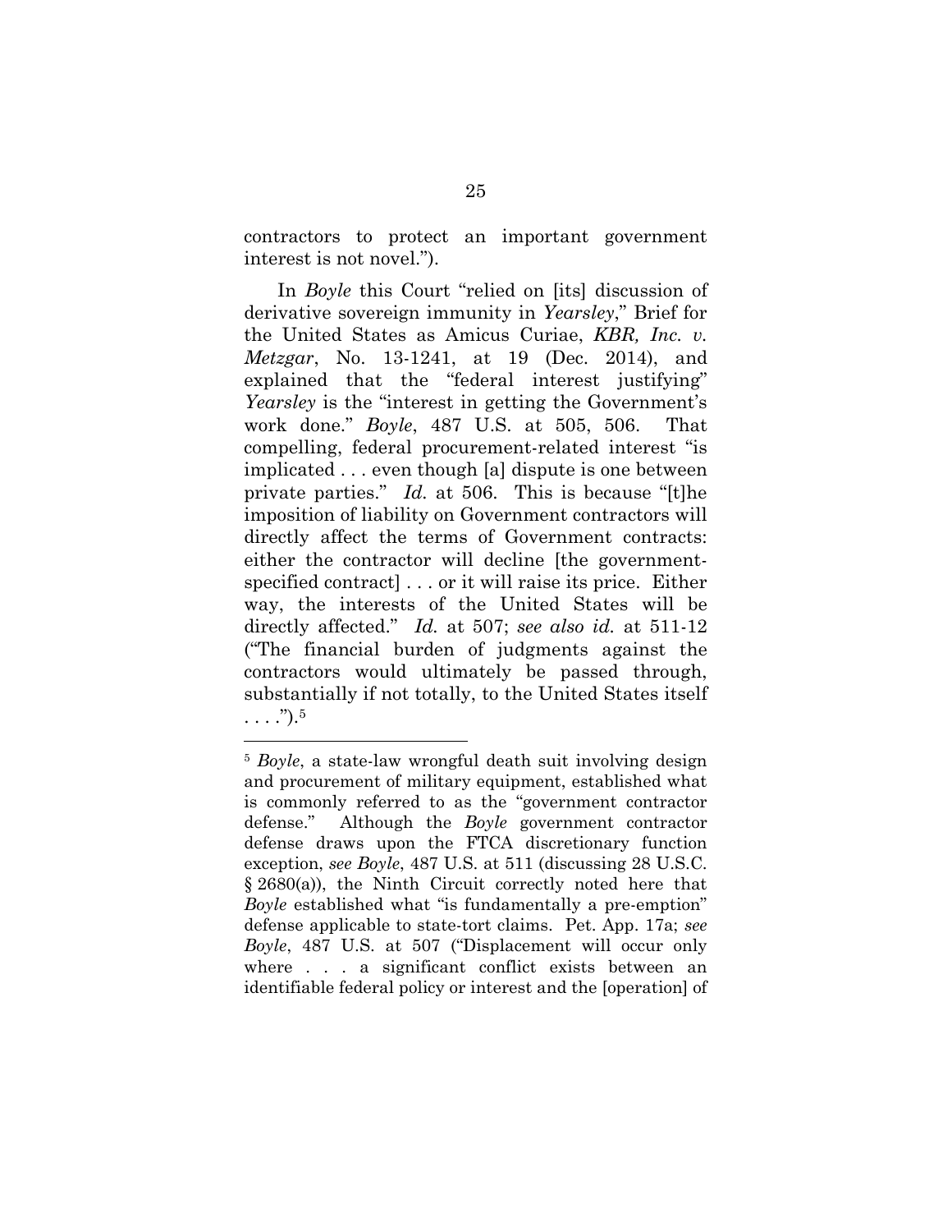contractors to protect an important government interest is not novel.").

In *Boyle* this Court "relied on [its] discussion of derivative sovereign immunity in *Yearsley*," Brief for the United States as Amicus Curiae, *KBR, Inc. v. Metzgar*, No. 13-1241, at 19 (Dec. 2014), and explained that the "federal interest justifying" *Yearsley* is the "interest in getting the Government's work done." *Boyle*, 487 U.S. at 505, 506. That compelling, federal procurement-related interest "is implicated . . . even though [a] dispute is one between private parties." *Id.* at 506. This is because "[t]he imposition of liability on Government contractors will directly affect the terms of Government contracts: either the contractor will decline [the government-specified contract] . . . or it will raise its price. Either way, the interests of the United States will be directly affected." *Id.* at 507; *see also id.* at 511-12 ("The financial burden of judgments against the contractors would ultimately be passed through, substantially if not totally, to the United States itself . . . .").[5]

---

[5] *Boyle*, a state-law wrongful death suit involving design and procurement of military equipment, established what is commonly referred to as the "government contractor defense." Although the *Boyle* government contractor defense draws upon the FTCA discretionary function exception, *see Boyle*, 487 U.S. at 511 (discussing 28 U.S.C. § 2680(a)), the Ninth Circuit correctly noted here that *Boyle* established what "is fundamentally a pre-emption" defense applicable to state-tort claims. Pet. App. 17a; *see Boyle*, 487 U.S. at 507 ("Displacement will occur only where . . . a significant conflict exists between an identifiable federal policy or interest and the [operation] of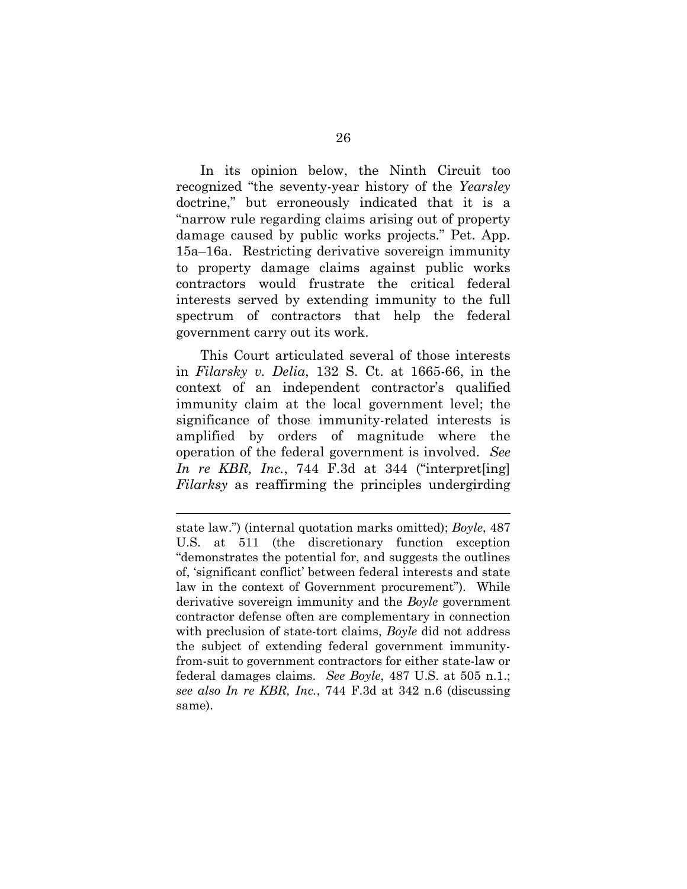In its opinion below, the Ninth Circuit too recognized "the seventy-year history of the *Yearsley* doctrine," but erroneously indicated that it is a "narrow rule regarding claims arising out of property damage caused by public works projects." Pet. App. 15a–16a. Restricting derivative sovereign immunity to property damage claims against public works contractors would frustrate the critical federal interests served by extending immunity to the full spectrum of contractors that help the federal government carry out its work.

This Court articulated several of those interests in *Filarsky v. Delia*, 132 S. Ct. at 1665-66, in the context of an independent contractor's qualified immunity claim at the local government level; the significance of those immunity-related interests is amplified by orders of magnitude where the operation of the federal government is involved. *See In re KBR, Inc.*, 744 F.3d at 344 ("interpret[ing] *Filarksy* as reaffirming the principles undergirding

---

state law.") (internal quotation marks omitted); *Boyle*, 487 U.S. at 511 (the discretionary function exception "demonstrates the potential for, and suggests the outlines of, 'significant conflict' between federal interests and state law in the context of Government procurement"). While derivative sovereign immunity and the *Boyle* government contractor defense often are complementary in connection with preclusion of state-tort claims, *Boyle* did not address the subject of extending federal government immunity-from-suit to government contractors for either state-law or federal damages claims. *See Boyle*, 487 U.S. at 505 n.1.; *see also In re KBR, Inc.*, 744 F.3d at 342 n.6 (discussing same).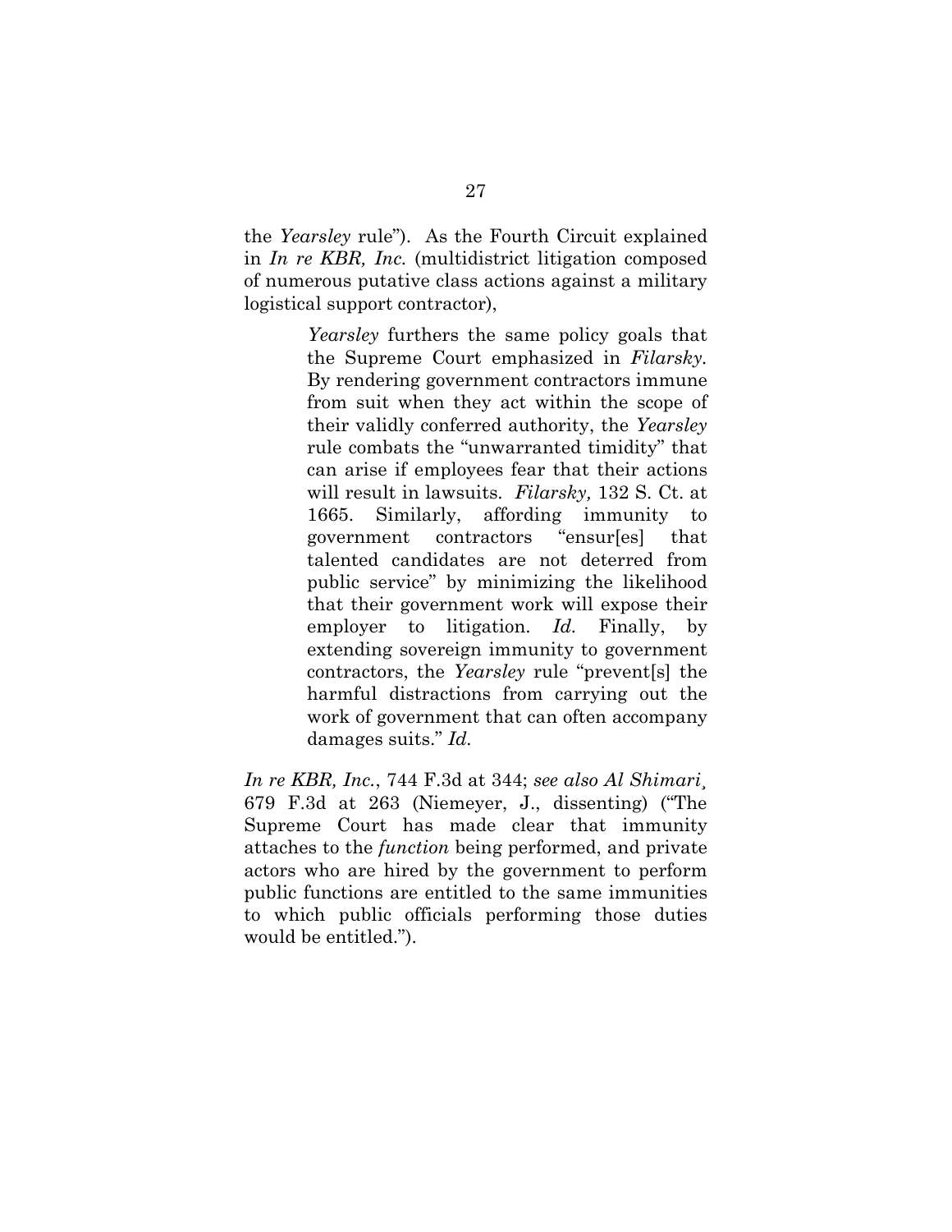the *Yearsley* rule"). As the Fourth Circuit explained in *In re KBR, Inc.* (multidistrict litigation composed of numerous putative class actions against a military logistical support contractor),

> *Yearsley* furthers the same policy goals that the Supreme Court emphasized in *Filarsky*. By rendering government contractors immune from suit when they act within the scope of their validly conferred authority, the *Yearsley* rule combats the "unwarranted timidity" that can arise if employees fear that their actions will result in lawsuits. *Filarsky,* 132 S. Ct. at 1665. Similarly, affording immunity to government contractors "ensur[es] that talented candidates are not deterred from public service" by minimizing the likelihood that their government work will expose their employer to litigation. *Id.* Finally, by extending sovereign immunity to government contractors, the *Yearsley* rule "prevent[s] the harmful distractions from carrying out the work of government that can often accompany damages suits." *Id.*

*In re KBR, Inc.*, 744 F.3d at 344; *see also Al Shimari¸* 679 F.3d at 263 (Niemeyer, J., dissenting) ("The Supreme Court has made clear that immunity attaches to the *function* being performed, and private actors who are hired by the government to perform public functions are entitled to the same immunities to which public officials performing those duties would be entitled.").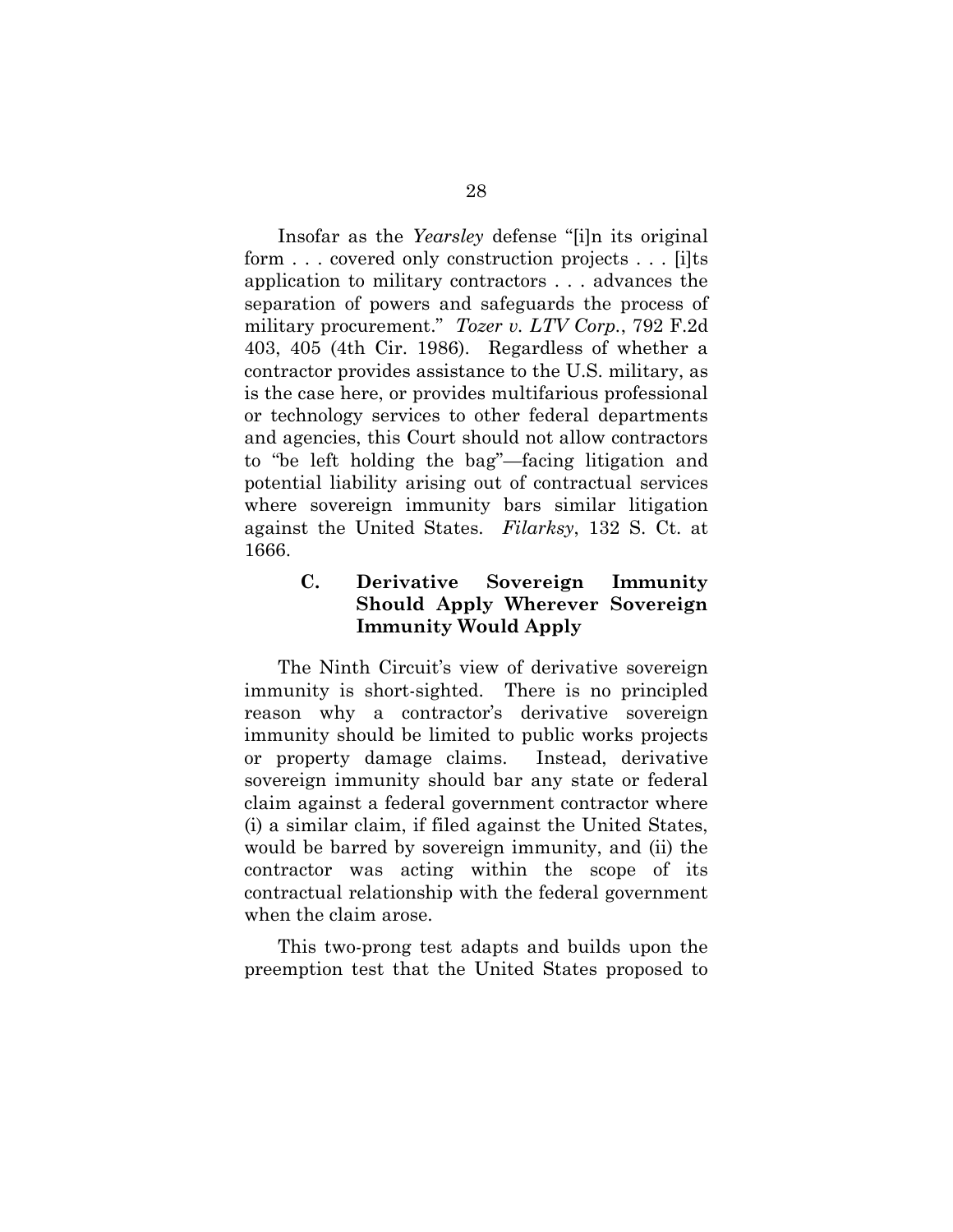Insofar as the *Yearsley* defense "[i]n its original form . . . covered only construction projects . . . [i]ts application to military contractors . . . advances the separation of powers and safeguards the process of military procurement." *Tozer v. LTV Corp.*, 792 F.2d 403, 405 (4th Cir. 1986). Regardless of whether a contractor provides assistance to the U.S. military, as is the case here, or provides multifarious professional or technology services to other federal departments and agencies, this Court should not allow contractors to "be left holding the bag"—facing litigation and potential liability arising out of contractual services where sovereign immunity bars similar litigation against the United States. *Filarksy*, 132 S. Ct. at 1666.

### C. Derivative Sovereign Immunity Should Apply Wherever Sovereign Immunity Would Apply

The Ninth Circuit's view of derivative sovereign immunity is short-sighted. There is no principled reason why a contractor's derivative sovereign immunity should be limited to public works projects or property damage claims. Instead, derivative sovereign immunity should bar any state or federal claim against a federal government contractor where (i) a similar claim, if filed against the United States, would be barred by sovereign immunity, and (ii) the contractor was acting within the scope of its contractual relationship with the federal government when the claim arose.

This two-prong test adapts and builds upon the preemption test that the United States proposed to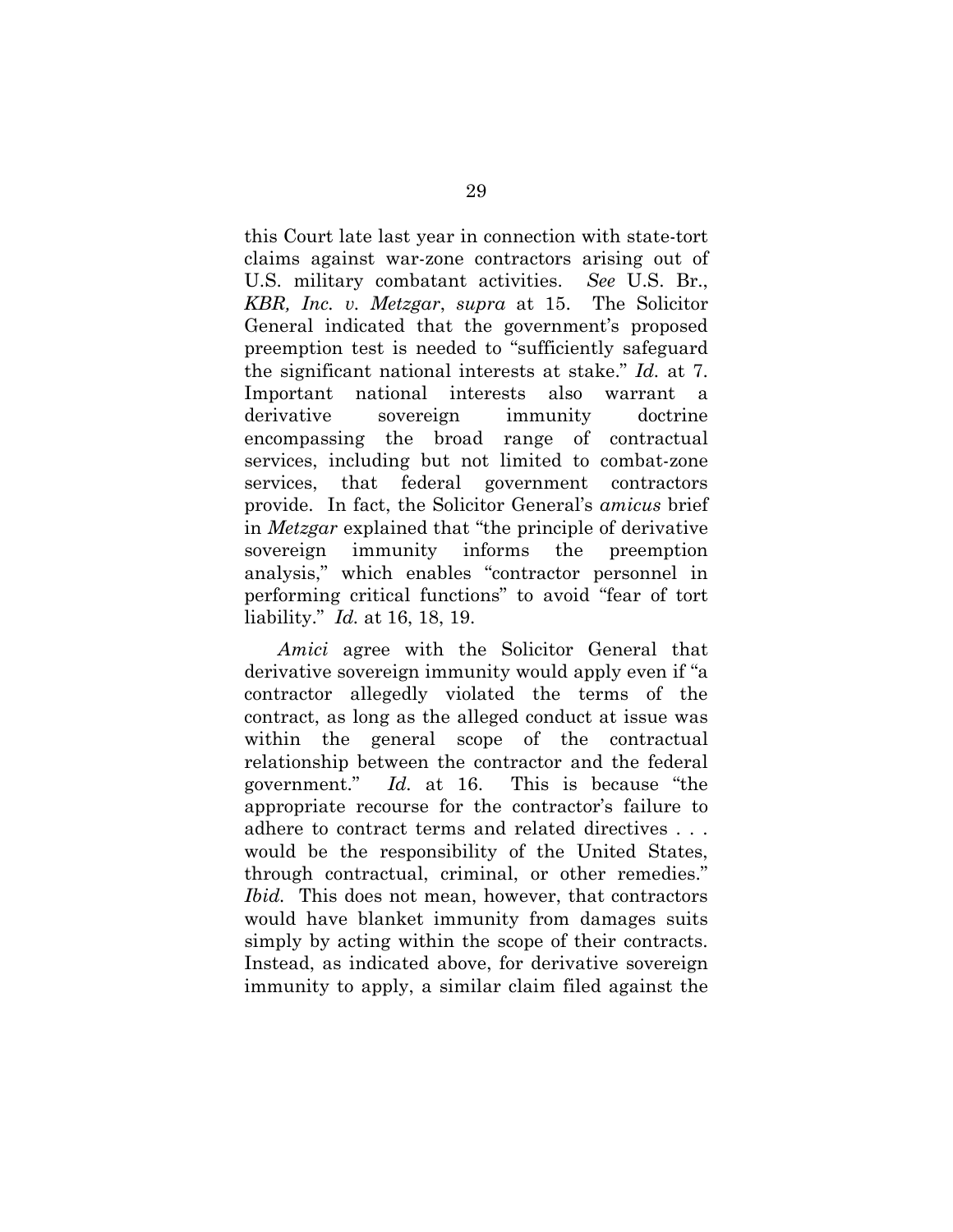this Court late last year in connection with state-tort claims against war-zone contractors arising out of U.S. military combatant activities. *See* U.S. Br., *KBR, Inc. v. Metzgar*, *supra* at 15. The Solicitor General indicated that the government's proposed preemption test is needed to "sufficiently safeguard the significant national interests at stake." *Id.* at 7. Important national interests also warrant a derivative sovereign immunity doctrine encompassing the broad range of contractual services, including but not limited to combat-zone services, that federal government contractors provide. In fact, the Solicitor General's *amicus* brief in *Metzgar* explained that "the principle of derivative sovereign immunity informs the preemption analysis," which enables "contractor personnel in performing critical functions" to avoid "fear of tort liability." *Id.* at 16, 18, 19.

*Amici* agree with the Solicitor General that derivative sovereign immunity would apply even if "a contractor allegedly violated the terms of the contract, as long as the alleged conduct at issue was within the general scope of the contractual relationship between the contractor and the federal government." *Id.* at 16. This is because "the appropriate recourse for the contractor's failure to adhere to contract terms and related directives . . . would be the responsibility of the United States, through contractual, criminal, or other remedies." *Ibid.* This does not mean, however, that contractors would have blanket immunity from damages suits simply by acting within the scope of their contracts. Instead, as indicated above, for derivative sovereign immunity to apply, a similar claim filed against the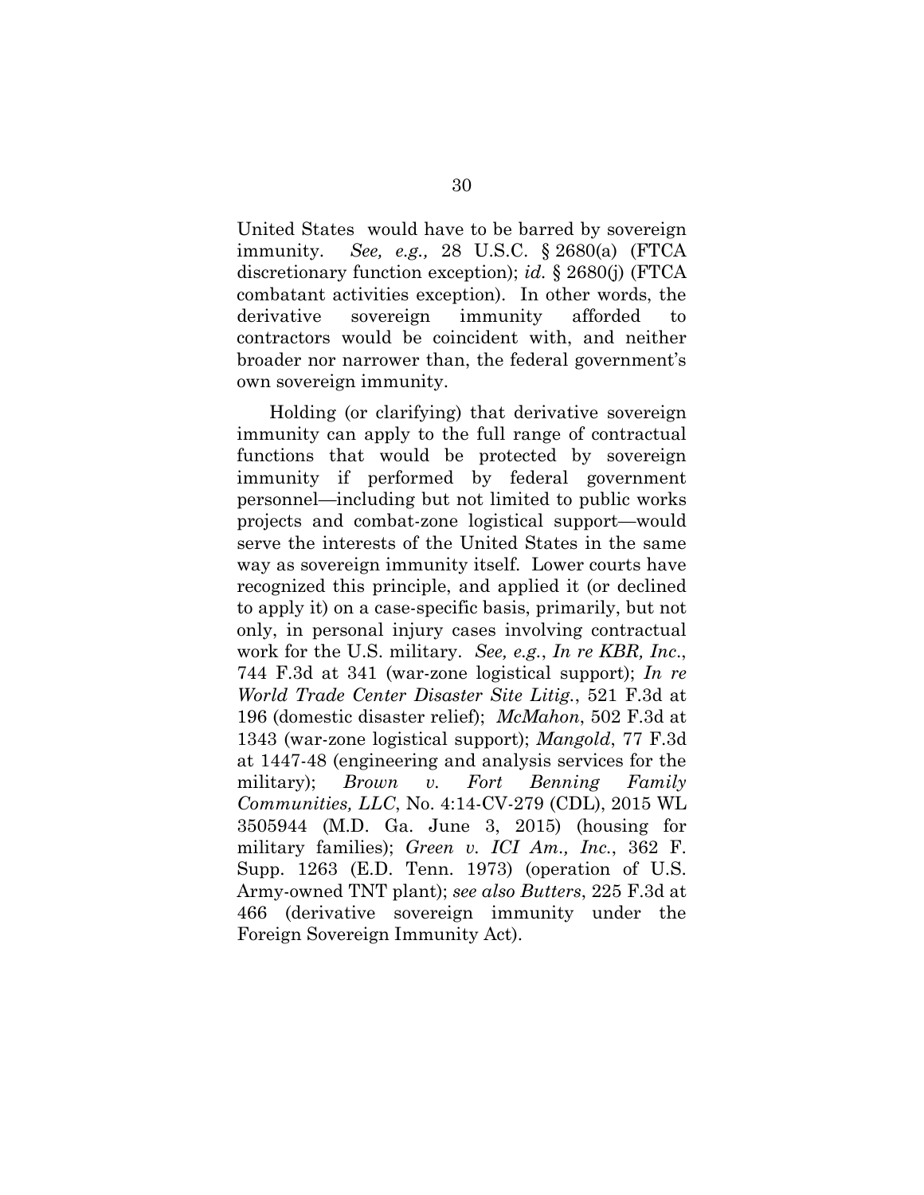United States would have to be barred by sovereign immunity. *See, e.g.,* 28 U.S.C. § 2680(a) (FTCA discretionary function exception); *id.* § 2680(j) (FTCA combatant activities exception). In other words, the derivative sovereign immunity afforded to contractors would be coincident with, and neither broader nor narrower than, the federal government's own sovereign immunity.

Holding (or clarifying) that derivative sovereign immunity can apply to the full range of contractual functions that would be protected by sovereign immunity if performed by federal government personnel—including but not limited to public works projects and combat-zone logistical support—would serve the interests of the United States in the same way as sovereign immunity itself. Lower courts have recognized this principle, and applied it (or declined to apply it) on a case-specific basis, primarily, but not only, in personal injury cases involving contractual work for the U.S. military. *See, e.g.*, *In re KBR, Inc.*, 744 F.3d at 341 (war-zone logistical support); *In re World Trade Center Disaster Site Litig.*, 521 F.3d at 196 (domestic disaster relief); *McMahon*, 502 F.3d at 1343 (war-zone logistical support); *Mangold*, 77 F.3d at 1447-48 (engineering and analysis services for the military); *Brown v. Fort Benning Family Communities, LLC*, No. 4:14-CV-279 (CDL), 2015 WL 3505944 (M.D. Ga. June 3, 2015) (housing for military families); *Green v. ICI Am., Inc.*, 362 F. Supp. 1263 (E.D. Tenn. 1973) (operation of U.S. Army-owned TNT plant); *see also Butters*, 225 F.3d at 466 (derivative sovereign immunity under the Foreign Sovereign Immunity Act).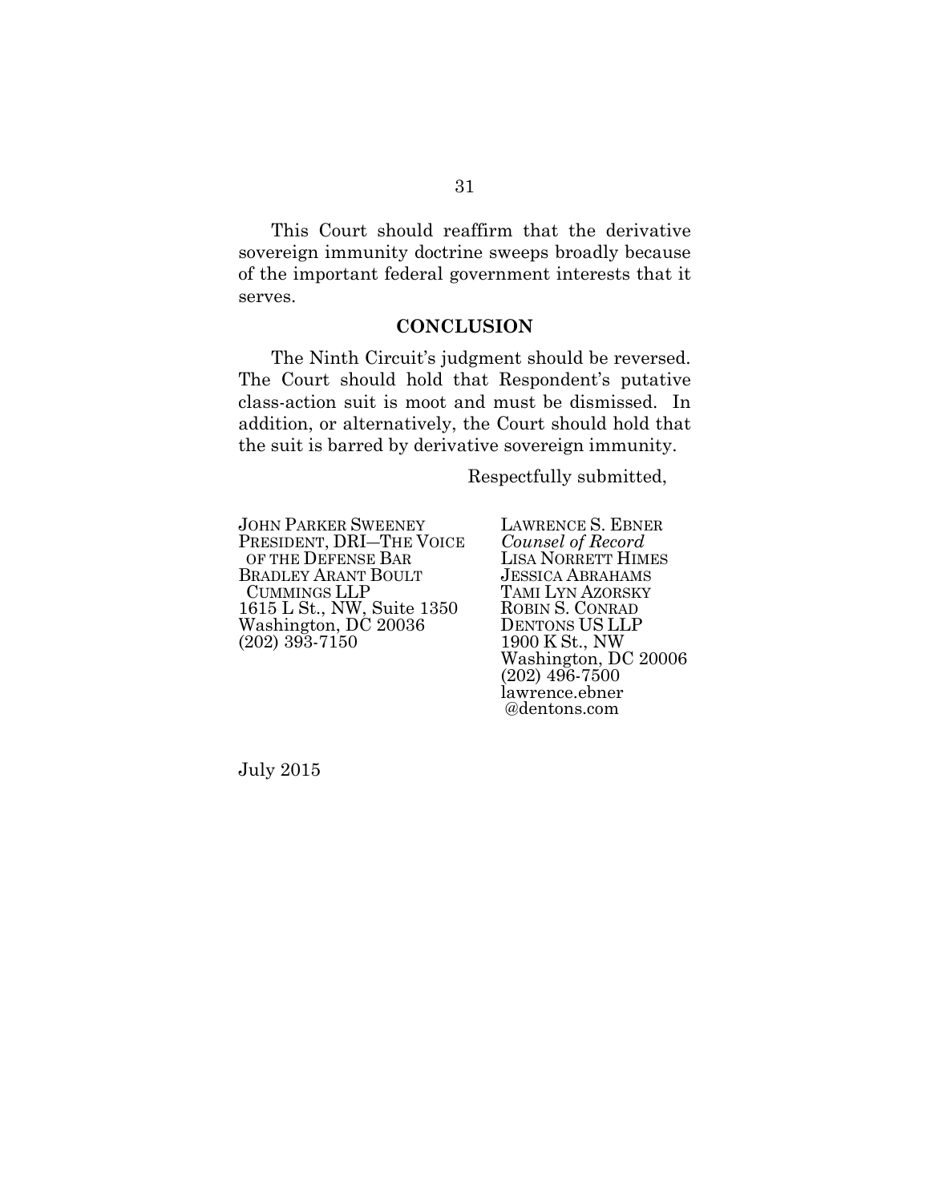This Court should reaffirm that the derivative sovereign immunity doctrine sweeps broadly because of the important federal government interests that it serves.

## CONCLUSION

The Ninth Circuit's judgment should be reversed. The Court should hold that Respondent's putative class-action suit is moot and must be dismissed. In addition, or alternatively, the Court should hold that the suit is barred by derivative sovereign immunity.

Respectfully submitted,

JOHN PARKER SWEENEY
PRESIDENT, DRI—THE VOICE OF THE DEFENSE BAR
BRADLEY ARANT BOULT CUMMINGS LLP
1615 L St., NW, Suite 1350
Washington, DC 20036
(202) 393-7150

LAWRENCE S. EBNER
*Counsel of Record*
LISA NORRETT HIMES
JESSICA ABRAHAMS
TAMI LYN AZORSKY
ROBIN S. CONRAD
DENTONS US LLP
1900 K St., NW
Washington, DC 20006
(202) 496-7500
lawrence.ebner@dentons.com

July 2015